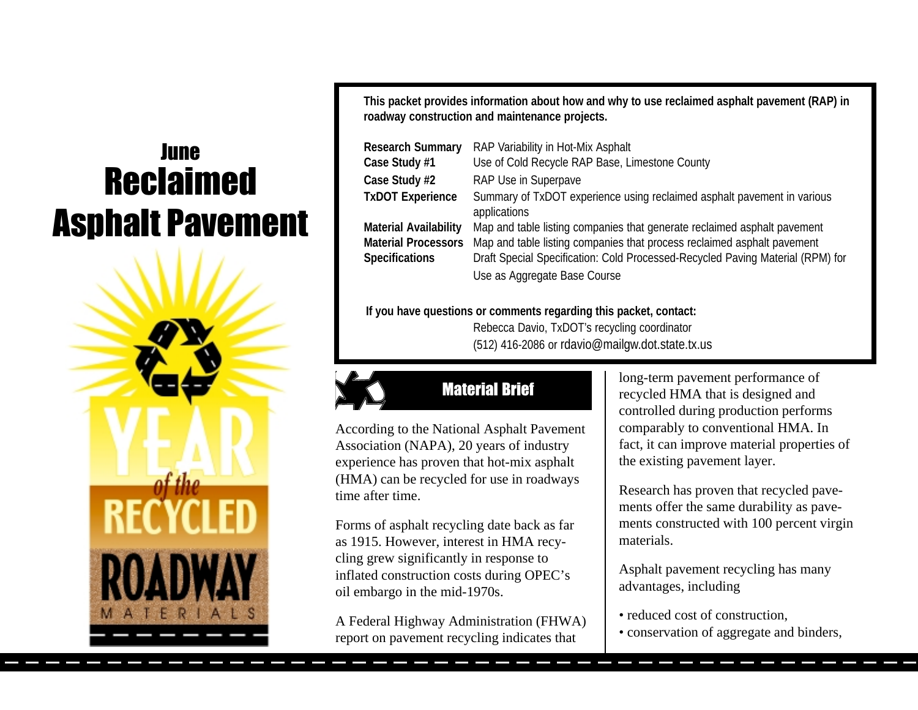# June
# Reclaimed Asphalt Pavement

YEAR *of the* RECYCLED ROADWAY MATERIALS

**This packet provides information about how and why to use reclaimed asphalt pavement (RAP) in roadway construction and maintenance projects.**

| | |
|---|---|
| **Research Summary** | RAP Variability in Hot-Mix Asphalt |
| **Case Study #1** | Use of Cold Recycle RAP Base, Limestone County |
| **Case Study #2** | RAP Use in Superpave |
| **TxDOT Experience** | Summary of TxDOT experience using reclaimed asphalt pavement in various applications |
| **Material Availability** | Map and table listing companies that generate reclaimed asphalt pavement |
| **Material Processors** | Map and table listing companies that process reclaimed asphalt pavement |
| **Specifications** | Draft Special Specification: Cold Processed-Recycled Paving Material (RPM) for Use as Aggregate Base Course |

**If you have questions or comments regarding this packet, contact:**
Rebecca Davio, TxDOT's recycling coordinator
(512) 416-2086 or rdavio@mailgw.dot.state.tx.us

## Material Brief

According to the National Asphalt Pavement Association (NAPA), 20 years of industry experience has proven that hot-mix asphalt (HMA) can be recycled for use in roadways time after time.

Forms of asphalt recycling date back as far as 1915. However, interest in HMA recycling grew significantly in response to inflated construction costs during OPEC's oil embargo in the mid-1970s.

A Federal Highway Administration (FHWA) report on pavement recycling indicates that long-term pavement performance of recycled HMA that is designed and controlled during production performs comparably to conventional HMA. In fact, it can improve material properties of the existing pavement layer.

Research has proven that recycled pavements offer the same durability as pavements constructed with 100 percent virgin materials.

Asphalt pavement recycling has many advantages, including

- reduced cost of construction,
- conservation of aggregate and binders,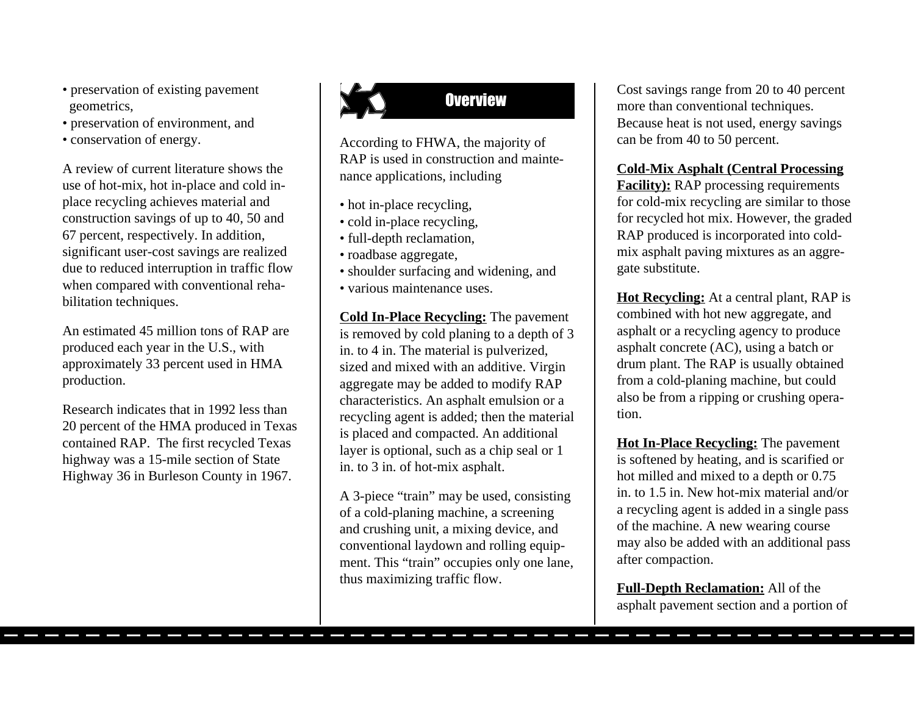- preservation of existing pavement geometrics,
- preservation of environment, and
- conservation of energy.

A review of current literature shows the use of hot-mix, hot in-place and cold in-place recycling achieves material and construction savings of up to 40, 50 and 67 percent, respectively. In addition, significant user-cost savings are realized due to reduced interruption in traffic flow when compared with conventional rehabilitation techniques.

An estimated 45 million tons of RAP are produced each year in the U.S., with approximately 33 percent used in HMA production.

Research indicates that in 1992 less than 20 percent of the HMA produced in Texas contained RAP. The first recycled Texas highway was a 15-mile section of State Highway 36 in Burleson County in 1967.

## Overview

According to FHWA, the majority of RAP is used in construction and maintenance applications, including

- hot in-place recycling,
- cold in-place recycling,
- full-depth reclamation,
- roadbase aggregate,
- shoulder surfacing and widening, and
- various maintenance uses.

**Cold In-Place Recycling:** The pavement is removed by cold planing to a depth of 3 in. to 4 in. The material is pulverized, sized and mixed with an additive. Virgin aggregate may be added to modify RAP characteristics. An asphalt emulsion or a recycling agent is added; then the material is placed and compacted. An additional layer is optional, such as a chip seal or 1 in. to 3 in. of hot-mix asphalt.

A 3-piece "train" may be used, consisting of a cold-planing machine, a screening and crushing unit, a mixing device, and conventional laydown and rolling equipment. This "train" occupies only one lane, thus maximizing traffic flow.

Cost savings range from 20 to 40 percent more than conventional techniques. Because heat is not used, energy savings can be from 40 to 50 percent.

**Cold-Mix Asphalt (Central Processing Facility):** RAP processing requirements for cold-mix recycling are similar to those for recycled hot mix. However, the graded RAP produced is incorporated into cold-mix asphalt paving mixtures as an aggregate substitute.

**Hot Recycling:** At a central plant, RAP is combined with hot new aggregate, and asphalt or a recycling agency to produce asphalt concrete (AC), using a batch or drum plant. The RAP is usually obtained from a cold-planing machine, but could also be from a ripping or crushing operation.

**Hot In-Place Recycling:** The pavement is softened by heating, and is scarified or hot milled and mixed to a depth or 0.75 in. to 1.5 in. New hot-mix material and/or a recycling agent is added in a single pass of the machine. A new wearing course may also be added with an additional pass after compaction.

**Full-Depth Reclamation:** All of the asphalt pavement section and a portion of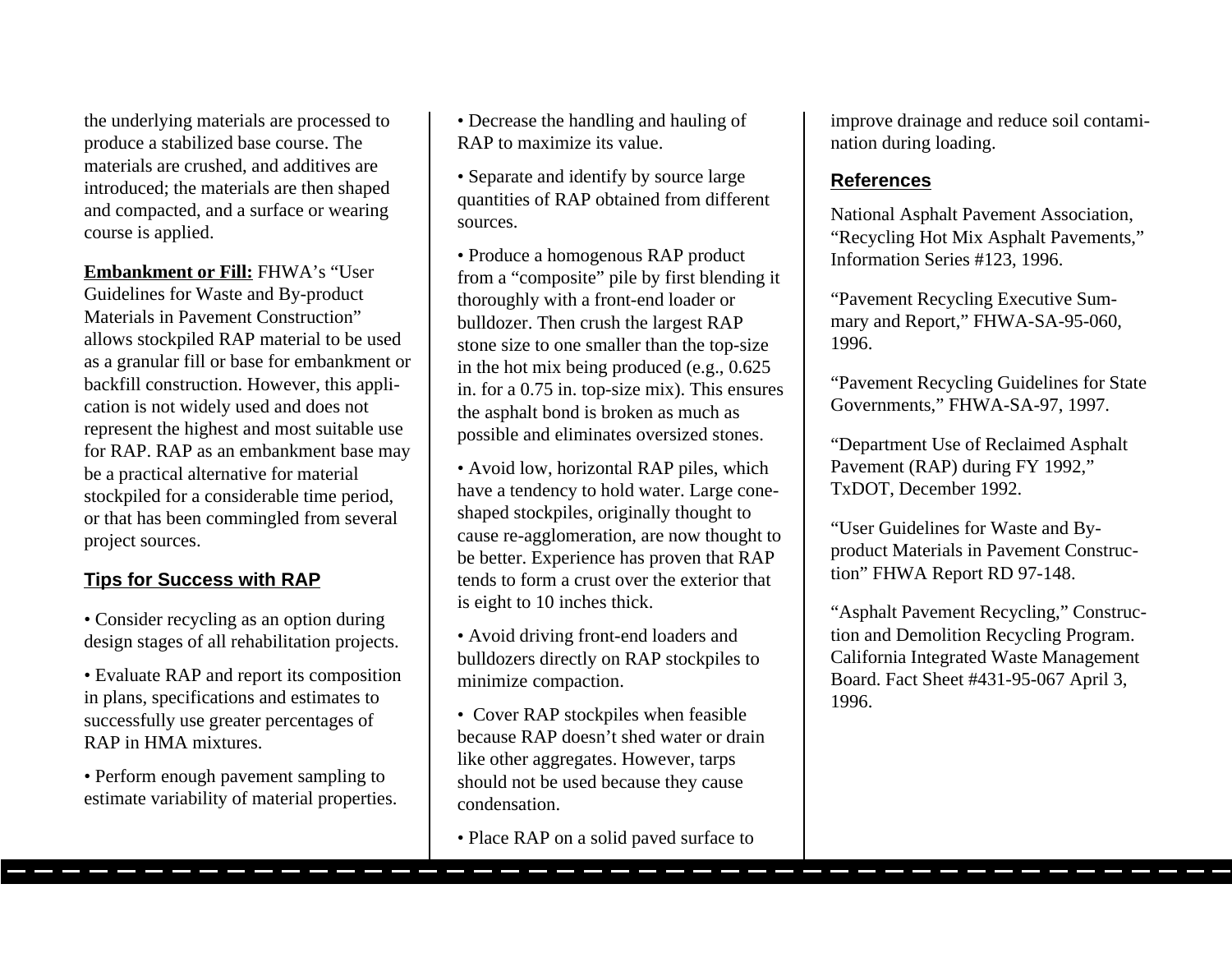the underlying materials are processed to produce a stabilized base course. The materials are crushed, and additives are introduced; the materials are then shaped and compacted, and a surface or wearing course is applied.

**Embankment or Fill:** FHWA's "User Guidelines for Waste and By-product Materials in Pavement Construction" allows stockpiled RAP material to be used as a granular fill or base for embankment or backfill construction. However, this application is not widely used and does not represent the highest and most suitable use for RAP. RAP as an embankment base may be a practical alternative for material stockpiled for a considerable time period, or that has been commingled from several project sources.

## Tips for Success with RAP

- Consider recycling as an option during design stages of all rehabilitation projects.
- Evaluate RAP and report its composition in plans, specifications and estimates to successfully use greater percentages of RAP in HMA mixtures.
- Perform enough pavement sampling to estimate variability of material properties.
- Decrease the handling and hauling of RAP to maximize its value.
- Separate and identify by source large quantities of RAP obtained from different sources.
- Produce a homogenous RAP product from a "composite" pile by first blending it thoroughly with a front-end loader or bulldozer. Then crush the largest RAP stone size to one smaller than the top-size in the hot mix being produced (e.g., 0.625 in. for a 0.75 in. top-size mix). This ensures the asphalt bond is broken as much as possible and eliminates oversized stones.
- Avoid low, horizontal RAP piles, which have a tendency to hold water. Large cone-shaped stockpiles, originally thought to cause re-agglomeration, are now thought to be better. Experience has proven that RAP tends to form a crust over the exterior that is eight to 10 inches thick.
- Avoid driving front-end loaders and bulldozers directly on RAP stockpiles to minimize compaction.
- Cover RAP stockpiles when feasible because RAP doesn't shed water or drain like other aggregates. However, tarps should not be used because they cause condensation.
- Place RAP on a solid paved surface to improve drainage and reduce soil contamination during loading.

## References

National Asphalt Pavement Association, "Recycling Hot Mix Asphalt Pavements," Information Series #123, 1996.

"Pavement Recycling Executive Summary and Report," FHWA-SA-95-060, 1996.

"Pavement Recycling Guidelines for State Governments," FHWA-SA-97, 1997.

"Department Use of Reclaimed Asphalt Pavement (RAP) during FY 1992," TxDOT, December 1992.

"User Guidelines for Waste and By-product Materials in Pavement Construction" FHWA Report RD 97-148.

"Asphalt Pavement Recycling," Construction and Demolition Recycling Program. California Integrated Waste Management Board. Fact Sheet #431-95-067 April 3, 1996.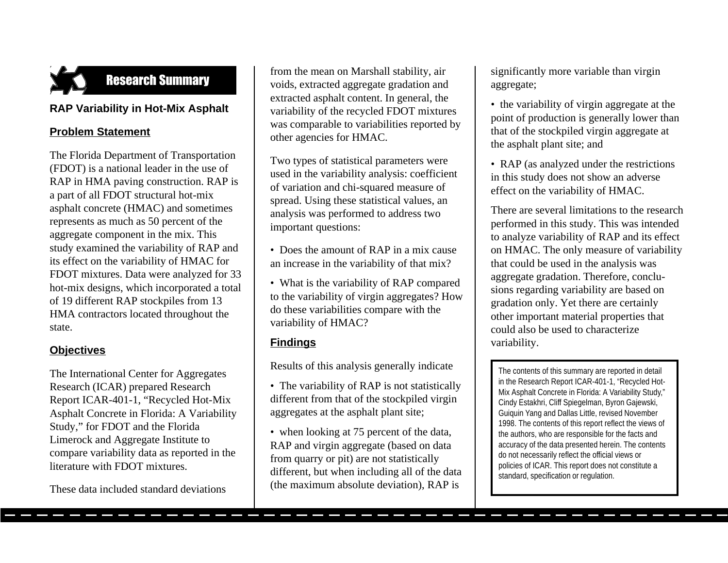## Research Summary

### RAP Variability in Hot-Mix Asphalt

#### Problem Statement

The Florida Department of Transportation (FDOT) is a national leader in the use of RAP in HMA paving construction. RAP is a part of all FDOT structural hot-mix asphalt concrete (HMAC) and sometimes represents as much as 50 percent of the aggregate component in the mix. This study examined the variability of RAP and its effect on the variability of HMAC for FDOT mixtures. Data were analyzed for 33 hot-mix designs, which incorporated a total of 19 different RAP stockpiles from 13 HMA contractors located throughout the state.

#### Objectives

The International Center for Aggregates Research (ICAR) prepared Research Report ICAR-401-1, "Recycled Hot-Mix Asphalt Concrete in Florida: A Variability Study," for FDOT and the Florida Limerock and Aggregate Institute to compare variability data as reported in the literature with FDOT mixtures.

These data included standard deviations from the mean on Marshall stability, air voids, extracted aggregate gradation and extracted asphalt content. In general, the variability of the recycled FDOT mixtures was comparable to variabilities reported by other agencies for HMAC.

Two types of statistical parameters were used in the variability analysis: coefficient of variation and chi-squared measure of spread. Using these statistical values, an analysis was performed to address two important questions:

- Does the amount of RAP in a mix cause an increase in the variability of that mix?
- What is the variability of RAP compared to the variability of virgin aggregates? How do these variabilities compare with the variability of HMAC?

#### Findings

Results of this analysis generally indicate

- The variability of RAP is not statistically different from that of the stockpiled virgin aggregates at the asphalt plant site;
- when looking at 75 percent of the data, RAP and virgin aggregate (based on data from quarry or pit) are not statistically different, but when including all of the data (the maximum absolute deviation), RAP is significantly more variable than virgin aggregate;
- the variability of virgin aggregate at the point of production is generally lower than that of the stockpiled virgin aggregate at the asphalt plant site; and
- RAP (as analyzed under the restrictions in this study does not show an adverse effect on the variability of HMAC.

There are several limitations to the research performed in this study. This was intended to analyze variability of RAP and its effect on HMAC. The only measure of variability that could be used in the analysis was aggregate gradation. Therefore, conclusions regarding variability are based on gradation only. Yet there are certainly other important material properties that could also be used to characterize variability.

The contents of this summary are reported in detail in the Research Report ICAR-401-1, "Recycled Hot-Mix Asphalt Concrete in Florida: A Variability Study," Cindy Estakhri, Cliff Spiegelman, Byron Gajewski, Guiquin Yang and Dallas Little, revised November 1998. The contents of this report reflect the views of the authors, who are responsible for the facts and accuracy of the data presented herein. The contents do not necessarily reflect the official views or policies of ICAR. This report does not constitute a standard, specification or regulation.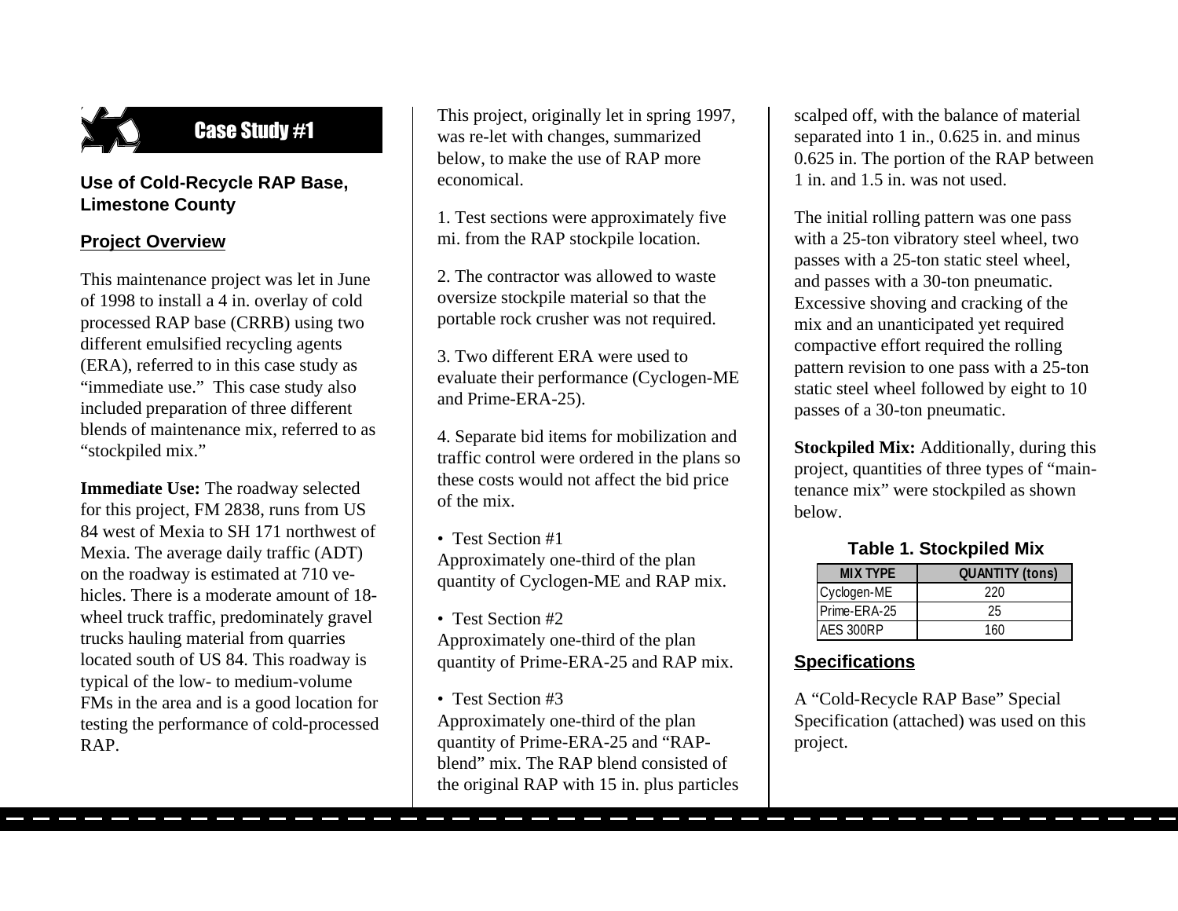## Case Study #1

### Use of Cold-Recycle RAP Base, Limestone County

**Project Overview**

This maintenance project was let in June of 1998 to install a 4 in. overlay of cold processed RAP base (CRRB) using two different emulsified recycling agents (ERA), referred to in this case study as "immediate use." This case study also included preparation of three different blends of maintenance mix, referred to as "stockpiled mix."

**Immediate Use:** The roadway selected for this project, FM 2838, runs from US 84 west of Mexia to SH 171 northwest of Mexia. The average daily traffic (ADT) on the roadway is estimated at 710 vehicles. There is a moderate amount of 18-wheel truck traffic, predominately gravel trucks hauling material from quarries located south of US 84. This roadway is typical of the low- to medium-volume FMs in the area and is a good location for testing the performance of cold-processed RAP.

This project, originally let in spring 1997, was re-let with changes, summarized below, to make the use of RAP more economical.

1. Test sections were approximately five mi. from the RAP stockpile location.

2. The contractor was allowed to waste oversize stockpile material so that the portable rock crusher was not required.

3. Two different ERA were used to evaluate their performance (Cyclogen-ME and Prime-ERA-25).

4. Separate bid items for mobilization and traffic control were ordered in the plans so these costs would not affect the bid price of the mix.

- Test Section #1
Approximately one-third of the plan quantity of Cyclogen-ME and RAP mix.

- Test Section #2
Approximately one-third of the plan quantity of Prime-ERA-25 and RAP mix.

- Test Section #3
Approximately one-third of the plan quantity of Prime-ERA-25 and "RAP-blend" mix. The RAP blend consisted of the original RAP with 15 in. plus particles scalped off, with the balance of material separated into 1 in., 0.625 in. and minus 0.625 in. The portion of the RAP between 1 in. and 1.5 in. was not used.

The initial rolling pattern was one pass with a 25-ton vibratory steel wheel, two passes with a 25-ton static steel wheel, and passes with a 30-ton pneumatic. Excessive shoving and cracking of the mix and an unanticipated yet required compactive effort required the rolling pattern revision to one pass with a 25-ton static steel wheel followed by eight to 10 passes of a 30-ton pneumatic.

**Stockpiled Mix:** Additionally, during this project, quantities of three types of "maintenance mix" were stockpiled as shown below.

**Table 1. Stockpiled Mix**

| MIX TYPE | QUANTITY (tons) |
|---|---|
| Cyclogen-ME | 220 |
| Prime-ERA-25 | 25 |
| AES 300RP | 160 |

**Specifications**

A "Cold-Recycle RAP Base" Special Specification (attached) was used on this project.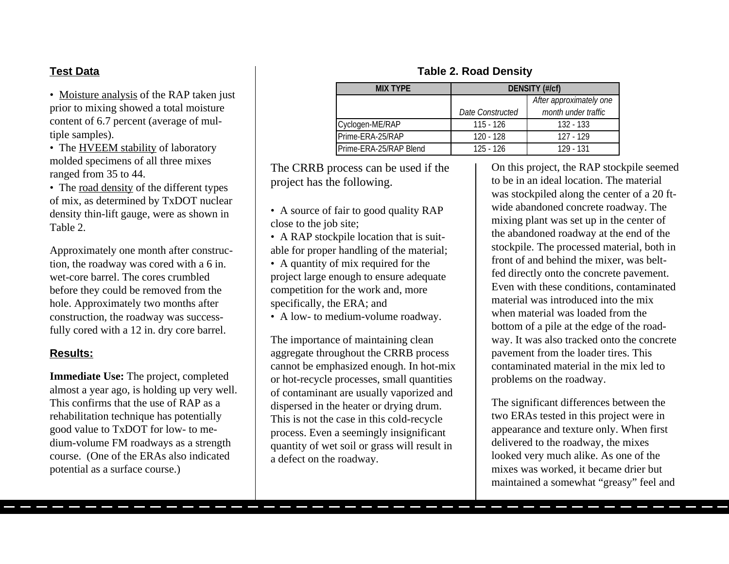## Test Data

- Moisture analysis of the RAP taken just prior to mixing showed a total moisture content of 6.7 percent (average of multiple samples).
- The HVEEM stability of laboratory molded specimens of all three mixes ranged from 35 to 44.
- The road density of the different types of mix, as determined by TxDOT nuclear density thin-lift gauge, were as shown in Table 2.

Approximately one month after construction, the roadway was cored with a 6 in. wet-core barrel. The cores crumbled before they could be removed from the hole. Approximately two months after construction, the roadway was successfully cored with a 12 in. dry core barrel.

## Results:

**Immediate Use:** The project, completed almost a year ago, is holding up very well. This confirms that the use of RAP as a rehabilitation technique has potentially good value to TxDOT for low- to medium-volume FM roadways as a strength course. (One of the ERAs also indicated potential as a surface course.)

**Table 2. Road Density**

| MIX TYPE | DENSITY (#/cf) | |
|---|---|---|
| | *Date Constructed* | *After approximately one month under traffic* |
| Cyclogen-ME/RAP | 115 - 126 | 132 - 133 |
| Prime-ERA-25/RAP | 120 - 128 | 127 - 129 |
| Prime-ERA-25/RAP Blend | 125 - 126 | 129 - 131 |

The CRRB process can be used if the project has the following.

- A source of fair to good quality RAP close to the job site;
- A RAP stockpile location that is suitable for proper handling of the material;
- A quantity of mix required for the project large enough to ensure adequate competition for the work and, more specifically, the ERA; and
- A low- to medium-volume roadway.

The importance of maintaining clean aggregate throughout the CRRB process cannot be emphasized enough. In hot-mix or hot-recycle processes, small quantities of contaminant are usually vaporized and dispersed in the heater or drying drum. This is not the case in this cold-recycle process. Even a seemingly insignificant quantity of wet soil or grass will result in a defect on the roadway.

On this project, the RAP stockpile seemed to be in an ideal location. The material was stockpiled along the center of a 20 ft-wide abandoned concrete roadway. The mixing plant was set up in the center of the abandoned roadway at the end of the stockpile. The processed material, both in front of and behind the mixer, was belt-fed directly onto the concrete pavement. Even with these conditions, contaminated material was introduced into the mix when material was loaded from the bottom of a pile at the edge of the roadway. It was also tracked onto the concrete pavement from the loader tires. This contaminated material in the mix led to problems on the roadway.

The significant differences between the two ERAs tested in this project were in appearance and texture only. When first delivered to the roadway, the mixes looked very much alike. As one of the mixes was worked, it became drier but maintained a somewhat "greasy" feel and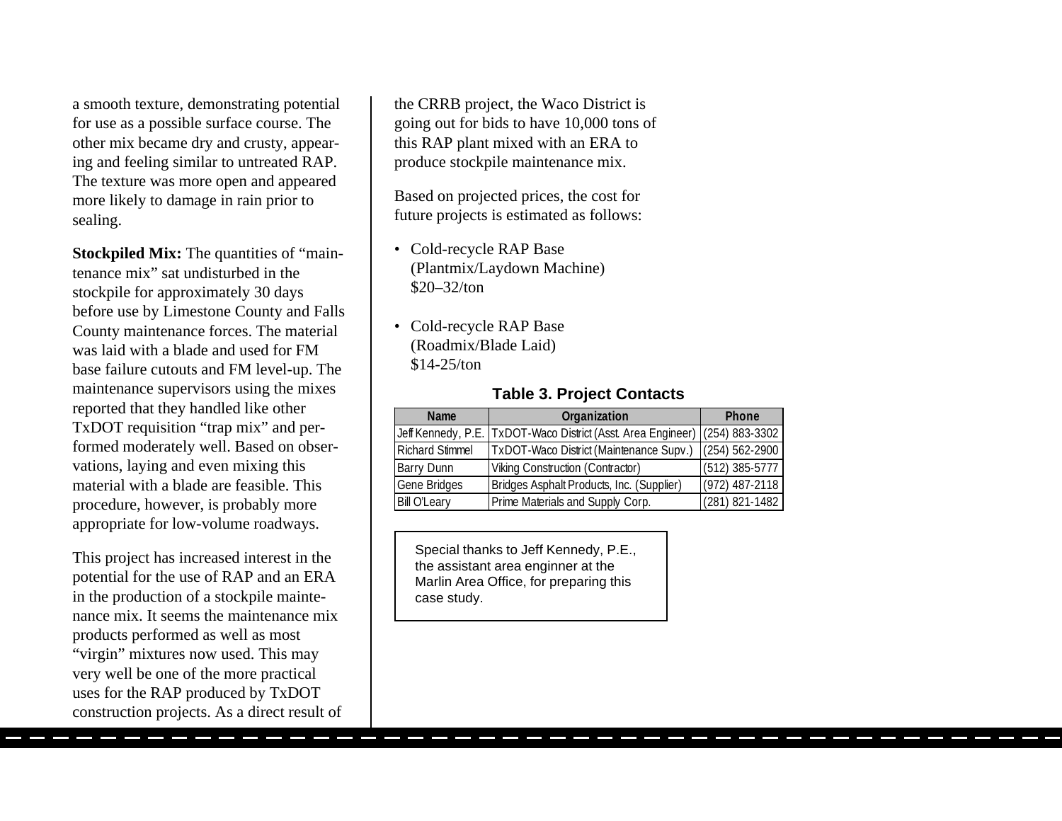a smooth texture, demonstrating potential for use as a possible surface course. The other mix became dry and crusty, appearing and feeling similar to untreated RAP. The texture was more open and appeared more likely to damage in rain prior to sealing.

**Stockpiled Mix:** The quantities of "maintenance mix" sat undisturbed in the stockpile for approximately 30 days before use by Limestone County and Falls County maintenance forces. The material was laid with a blade and used for FM base failure cutouts and FM level-up. The maintenance supervisors using the mixes reported that they handled like other TxDOT requisition "trap mix" and performed moderately well. Based on observations, laying and even mixing this material with a blade are feasible. This procedure, however, is probably more appropriate for low-volume roadways.

This project has increased interest in the potential for the use of RAP and an ERA in the production of a stockpile maintenance mix. It seems the maintenance mix products performed as well as most "virgin" mixtures now used. This may very well be one of the more practical uses for the RAP produced by TxDOT construction projects. As a direct result of the CRRB project, the Waco District is going out for bids to have 10,000 tons of this RAP plant mixed with an ERA to produce stockpile maintenance mix.

Based on projected prices, the cost for future projects is estimated as follows:

- Cold-recycle RAP Base (Plantmix/Laydown Machine) \$20–32/ton
- Cold-recycle RAP Base (Roadmix/Blade Laid) \$14-25/ton

**Table 3. Project Contacts**

| Name | Organization | Phone |
| --- | --- | --- |
| Jeff Kennedy, P.E. | TxDOT-Waco District (Asst. Area Engineer) | (254) 883-3302 |
| Richard Stimmel | TxDOT-Waco District (Maintenance Supv.) | (254) 562-2900 |
| Barry Dunn | Viking Construction (Contractor) | (512) 385-5777 |
| Gene Bridges | Bridges Asphalt Products, Inc. (Supplier) | (972) 487-2118 |
| Bill O'Leary | Prime Materials and Supply Corp. | (281) 821-1482 |

Special thanks to Jeff Kennedy, P.E., the assistant area enginner at the Marlin Area Office, for preparing this case study.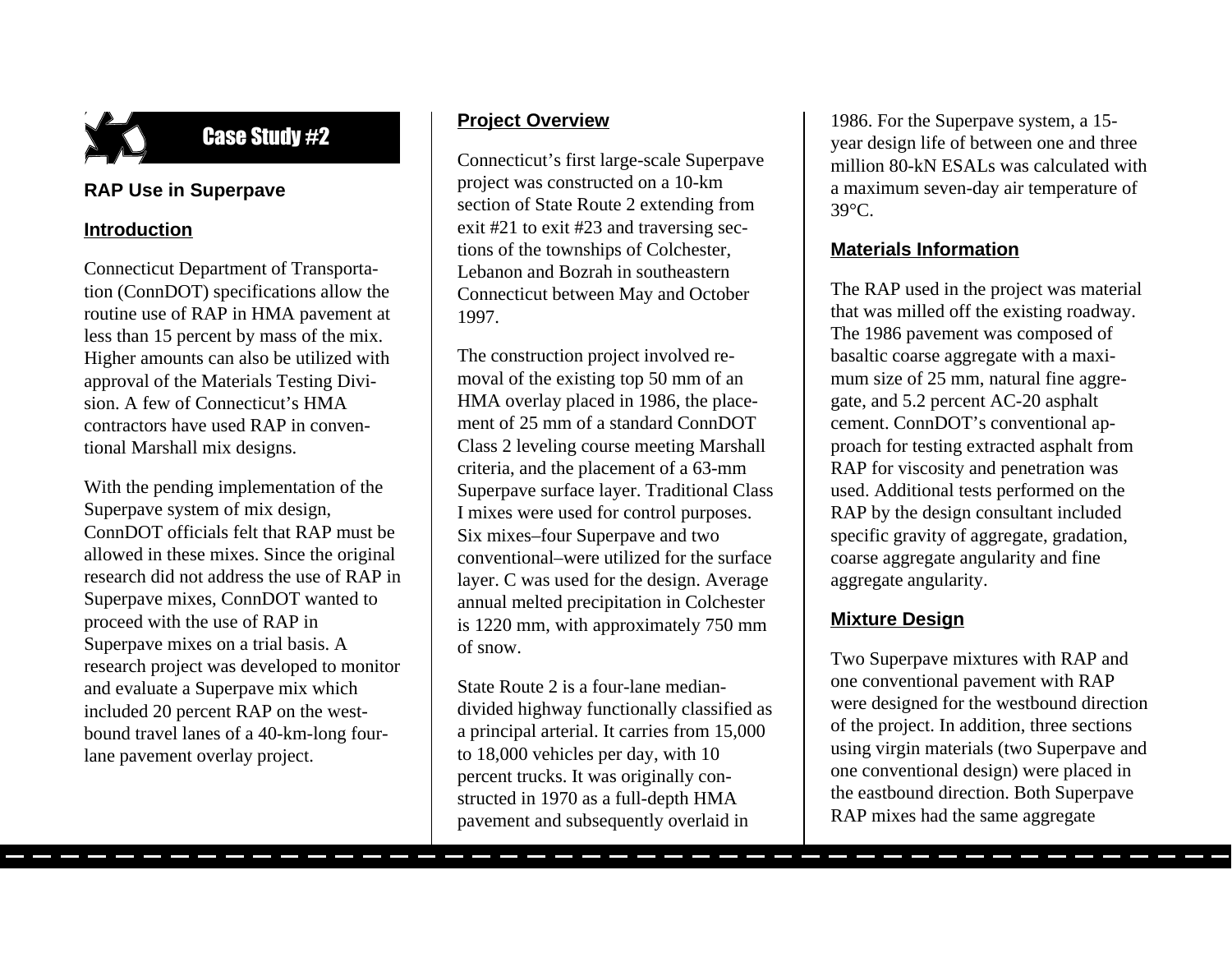## Case Study #2

### RAP Use in Superpave

#### Introduction

Connecticut Department of Transportation (ConnDOT) specifications allow the routine use of RAP in HMA pavement at less than 15 percent by mass of the mix. Higher amounts can also be utilized with approval of the Materials Testing Division. A few of Connecticut's HMA contractors have used RAP in conventional Marshall mix designs.

With the pending implementation of the Superpave system of mix design, ConnDOT officials felt that RAP must be allowed in these mixes. Since the original research did not address the use of RAP in Superpave mixes, ConnDOT wanted to proceed with the use of RAP in Superpave mixes on a trial basis. A research project was developed to monitor and evaluate a Superpave mix which included 20 percent RAP on the westbound travel lanes of a 40-km-long four-lane pavement overlay project.

#### Project Overview

Connecticut's first large-scale Superpave project was constructed on a 10-km section of State Route 2 extending from exit #21 to exit #23 and traversing sections of the townships of Colchester, Lebanon and Bozrah in southeastern Connecticut between May and October 1997.

The construction project involved removal of the existing top 50 mm of an HMA overlay placed in 1986, the placement of 25 mm of a standard ConnDOT Class 2 leveling course meeting Marshall criteria, and the placement of a 63-mm Superpave surface layer. Traditional Class I mixes were used for control purposes. Six mixes–four Superpave and two conventional–were utilized for the surface layer. C was used for the design. Average annual melted precipitation in Colchester is 1220 mm, with approximately 750 mm of snow.

State Route 2 is a four-lane median-divided highway functionally classified as a principal arterial. It carries from 15,000 to 18,000 vehicles per day, with 10 percent trucks. It was originally constructed in 1970 as a full-depth HMA pavement and subsequently overlaid in 1986. For the Superpave system, a 15-year design life of between one and three million 80-kN ESALs was calculated with a maximum seven-day air temperature of 39°C.

#### Materials Information

The RAP used in the project was material that was milled off the existing roadway. The 1986 pavement was composed of basaltic coarse aggregate with a maximum size of 25 mm, natural fine aggregate, and 5.2 percent AC-20 asphalt cement. ConnDOT's conventional approach for testing extracted asphalt from RAP for viscosity and penetration was used. Additional tests performed on the RAP by the design consultant included specific gravity of aggregate, gradation, coarse aggregate angularity and fine aggregate angularity.

#### Mixture Design

Two Superpave mixtures with RAP and one conventional pavement with RAP were designed for the westbound direction of the project. In addition, three sections using virgin materials (two Superpave and one conventional design) were placed in the eastbound direction. Both Superpave RAP mixes had the same aggregate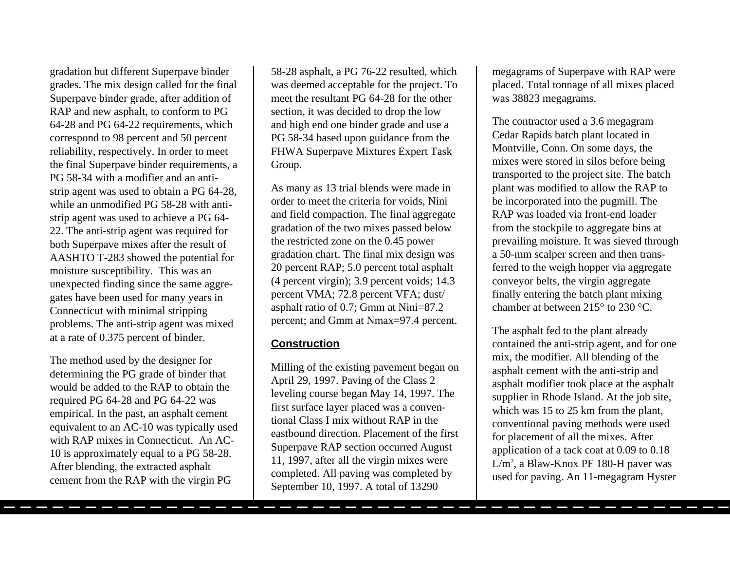gradation but different Superpave binder grades. The mix design called for the final Superpave binder grade, after addition of RAP and new asphalt, to conform to PG 64-28 and PG 64-22 requirements, which correspond to 98 percent and 50 percent reliability, respectively. In order to meet the final Superpave binder requirements, a PG 58-34 with a modifier and an anti-strip agent was used to obtain a PG 64-28, while an unmodified PG 58-28 with anti-strip agent was used to achieve a PG 64-22. The anti-strip agent was required for both Superpave mixes after the result of AASHTO T-283 showed the potential for moisture susceptibility. This was an unexpected finding since the same aggregates have been used for many years in Connecticut with minimal stripping problems. The anti-strip agent was mixed at a rate of 0.375 percent of binder.

The method used by the designer for determining the PG grade of binder that would be added to the RAP to obtain the required PG 64-28 and PG 64-22 was empirical. In the past, an asphalt cement equivalent to an AC-10 was typically used with RAP mixes in Connecticut. An AC-10 is approximately equal to a PG 58-28. After blending, the extracted asphalt cement from the RAP with the virgin PG 58-28 asphalt, a PG 76-22 resulted, which was deemed acceptable for the project. To meet the resultant PG 64-28 for the other section, it was decided to drop the low and high end one binder grade and use a PG 58-34 based upon guidance from the FHWA Superpave Mixtures Expert Task Group.

As many as 13 trial blends were made in order to meet the criteria for voids, Nini and field compaction. The final aggregate gradation of the two mixes passed below the restricted zone on the 0.45 power gradation chart. The final mix design was 20 percent RAP; 5.0 percent total asphalt (4 percent virgin); 3.9 percent voids; 14.3 percent VMA; 72.8 percent VFA; dust/asphalt ratio of 0.7; Gmm at Nini=87.2 percent; and Gmm at Nmax=97.4 percent.

## Construction

Milling of the existing pavement began on April 29, 1997. Paving of the Class 2 leveling course began May 14, 1997. The first surface layer placed was a conventional Class I mix without RAP in the eastbound direction. Placement of the first Superpave RAP section occurred August 11, 1997, after all the virgin mixes were completed. All paving was completed by September 10, 1997. A total of 13290 megagrams of Superpave with RAP were placed. Total tonnage of all mixes placed was 38823 megagrams.

The contractor used a 3.6 megagram Cedar Rapids batch plant located in Montville, Conn. On some days, the mixes were stored in silos before being transported to the project site. The batch plant was modified to allow the RAP to be incorporated into the pugmill. The RAP was loaded via front-end loader from the stockpile to aggregate bins at prevailing moisture. It was sieved through a 50-mm scalper screen and then transferred to the weigh hopper via aggregate conveyor belts, the virgin aggregate finally entering the batch plant mixing chamber at between 215° to 230 °C.

The asphalt fed to the plant already contained the anti-strip agent, and for one mix, the modifier. All blending of the asphalt cement with the anti-strip and asphalt modifier took place at the asphalt supplier in Rhode Island. At the job site, which was 15 to 25 km from the plant, conventional paving methods were used for placement of all the mixes. After application of a tack coat at 0.09 to 0.18 L/m$^2$, a Blaw-Knox PF 180-H paver was used for paving. An 11-megagram Hyster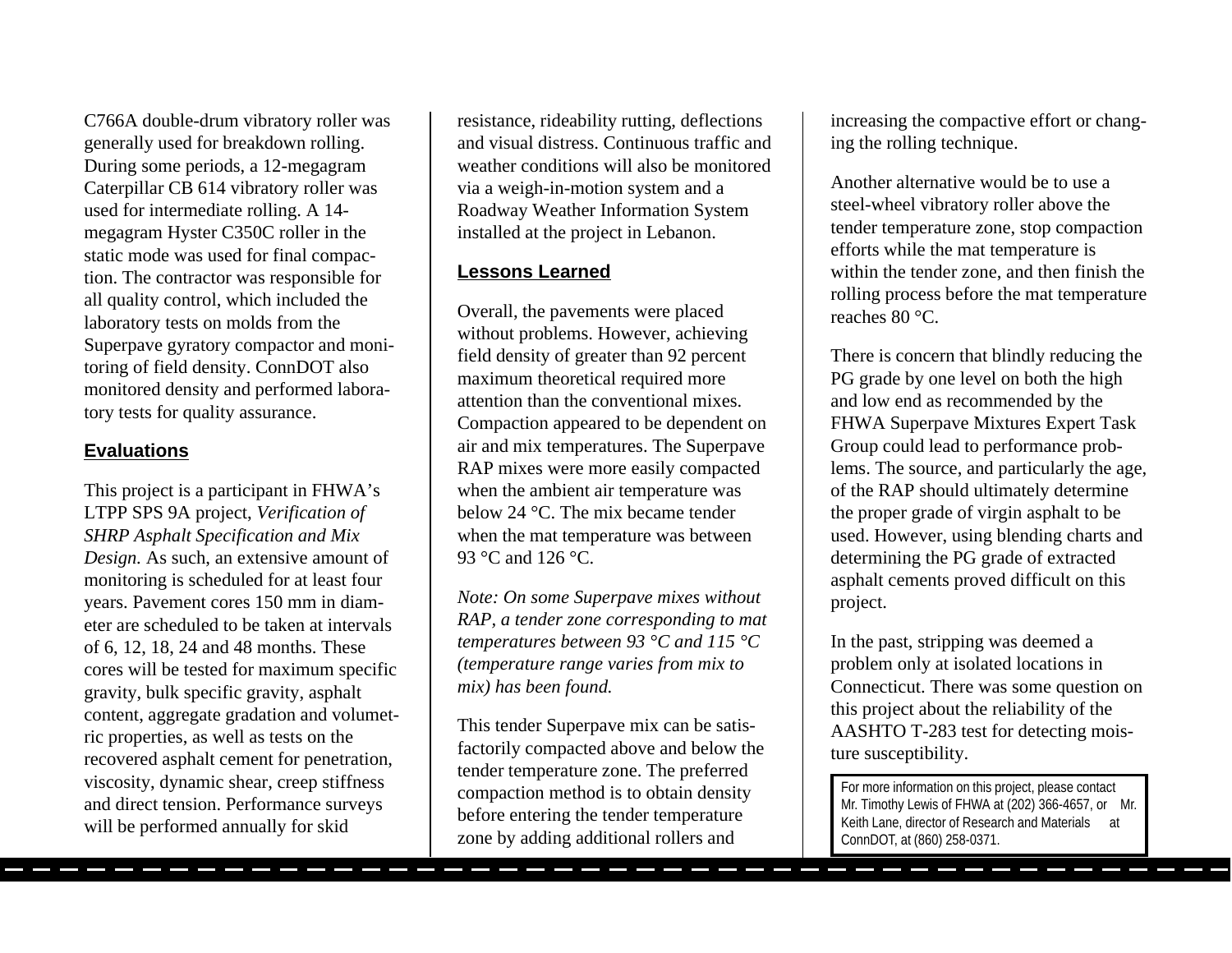C766A double-drum vibratory roller was generally used for breakdown rolling. During some periods, a 12-megagram Caterpillar CB 614 vibratory roller was used for intermediate rolling. A 14-megagram Hyster C350C roller in the static mode was used for final compaction. The contractor was responsible for all quality control, which included the laboratory tests on molds from the Superpave gyratory compactor and monitoring of field density. ConnDOT also monitored density and performed laboratory tests for quality assurance.

## Evaluations

This project is a participant in FHWA's LTPP SPS 9A project, *Verification of SHRP Asphalt Specification and Mix Design.* As such, an extensive amount of monitoring is scheduled for at least four years. Pavement cores 150 mm in diameter are scheduled to be taken at intervals of 6, 12, 18, 24 and 48 months. These cores will be tested for maximum specific gravity, bulk specific gravity, asphalt content, aggregate gradation and volumetric properties, as well as tests on the recovered asphalt cement for penetration, viscosity, dynamic shear, creep stiffness and direct tension. Performance surveys will be performed annually for skid resistance, rideability rutting, deflections and visual distress. Continuous traffic and weather conditions will also be monitored via a weigh-in-motion system and a Roadway Weather Information System installed at the project in Lebanon.

## Lessons Learned

Overall, the pavements were placed without problems. However, achieving field density of greater than 92 percent maximum theoretical required more attention than the conventional mixes. Compaction appeared to be dependent on air and mix temperatures. The Superpave RAP mixes were more easily compacted when the ambient air temperature was below 24 °C. The mix became tender when the mat temperature was between 93 °C and 126 °C.

*Note: On some Superpave mixes without RAP, a tender zone corresponding to mat temperatures between 93 °C and 115 °C (temperature range varies from mix to mix) has been found.*

This tender Superpave mix can be satisfactorily compacted above and below the tender temperature zone. The preferred compaction method is to obtain density before entering the tender temperature zone by adding additional rollers and increasing the compactive effort or changing the rolling technique.

Another alternative would be to use a steel-wheel vibratory roller above the tender temperature zone, stop compaction efforts while the mat temperature is within the tender zone, and then finish the rolling process before the mat temperature reaches 80 °C.

There is concern that blindly reducing the PG grade by one level on both the high and low end as recommended by the FHWA Superpave Mixtures Expert Task Group could lead to performance problems. The source, and particularly the age, of the RAP should ultimately determine the proper grade of virgin asphalt to be used. However, using blending charts and determining the PG grade of extracted asphalt cements proved difficult on this project.

In the past, stripping was deemed a problem only at isolated locations in Connecticut. There was some question on this project about the reliability of the AASHTO T-283 test for detecting moisture susceptibility.

For more information on this project, please contact Mr. Timothy Lewis of FHWA at (202) 366-4657, or Mr. Keith Lane, director of Research and Materials at ConnDOT, at (860) 258-0371.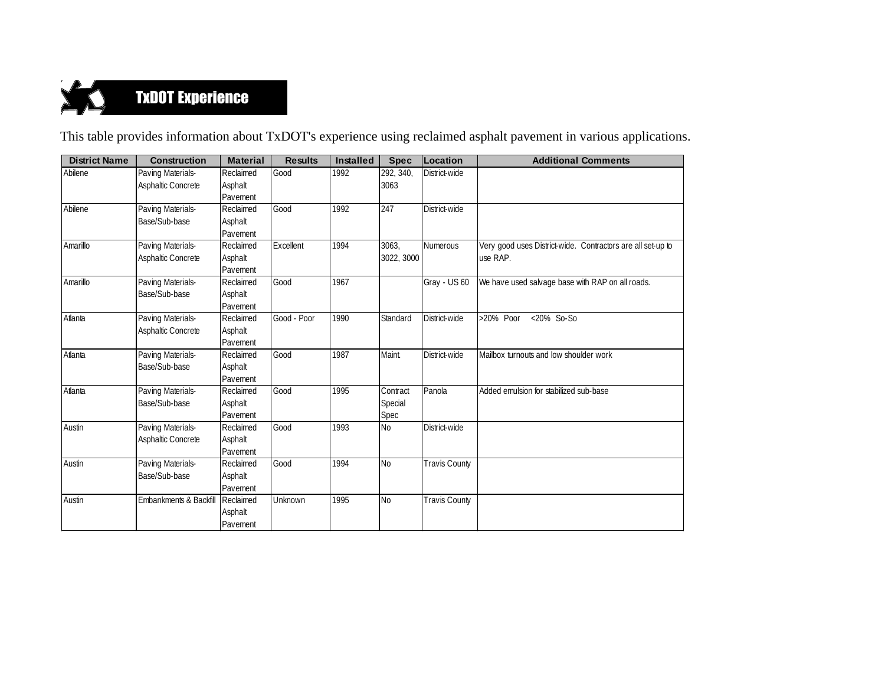## TxDOT Experience

This table provides information about TxDOT's experience using reclaimed asphalt pavement in various applications.

| District Name | Construction | Material | Results | Installed | Spec | Location | Additional Comments |
|---|---|---|---|---|---|---|---|
| Abilene | Paving Materials-Asphaltic Concrete | Reclaimed Asphalt Pavement | Good | 1992 | 292, 340, 3063 | District-wide | |
| Abilene | Paving Materials-Base/Sub-base | Reclaimed Asphalt Pavement | Good | 1992 | 247 | District-wide | |
| Amarillo | Paving Materials-Asphaltic Concrete | Reclaimed Asphalt Pavement | Excellent | 1994 | 3063, 3022, 3000 | Numerous | Very good uses District-wide. Contractors are all set-up to use RAP. |
| Amarillo | Paving Materials-Base/Sub-base | Reclaimed Asphalt Pavement | Good | 1967 | | Gray - US 60 | We have used salvage base with RAP on all roads. |
| Atlanta | Paving Materials-Asphaltic Concrete | Reclaimed Asphalt Pavement | Good - Poor | 1990 | Standard | District-wide | >20% Poor <20% So-So |
| Atlanta | Paving Materials-Base/Sub-base | Reclaimed Asphalt Pavement | Good | 1987 | Maint. | District-wide | Mailbox turnouts and low shoulder work |
| Atlanta | Paving Materials-Base/Sub-base | Reclaimed Asphalt Pavement | Good | 1995 | Contract Special Spec | Panola | Added emulsion for stabilized sub-base |
| Austin | Paving Materials-Asphaltic Concrete | Reclaimed Asphalt Pavement | Good | 1993 | No | District-wide | |
| Austin | Paving Materials-Base/Sub-base | Reclaimed Asphalt Pavement | Good | 1994 | No | Travis County | |
| Austin | Embankments & Backfill | Reclaimed Asphalt Pavement | Unknown | 1995 | No | Travis County | |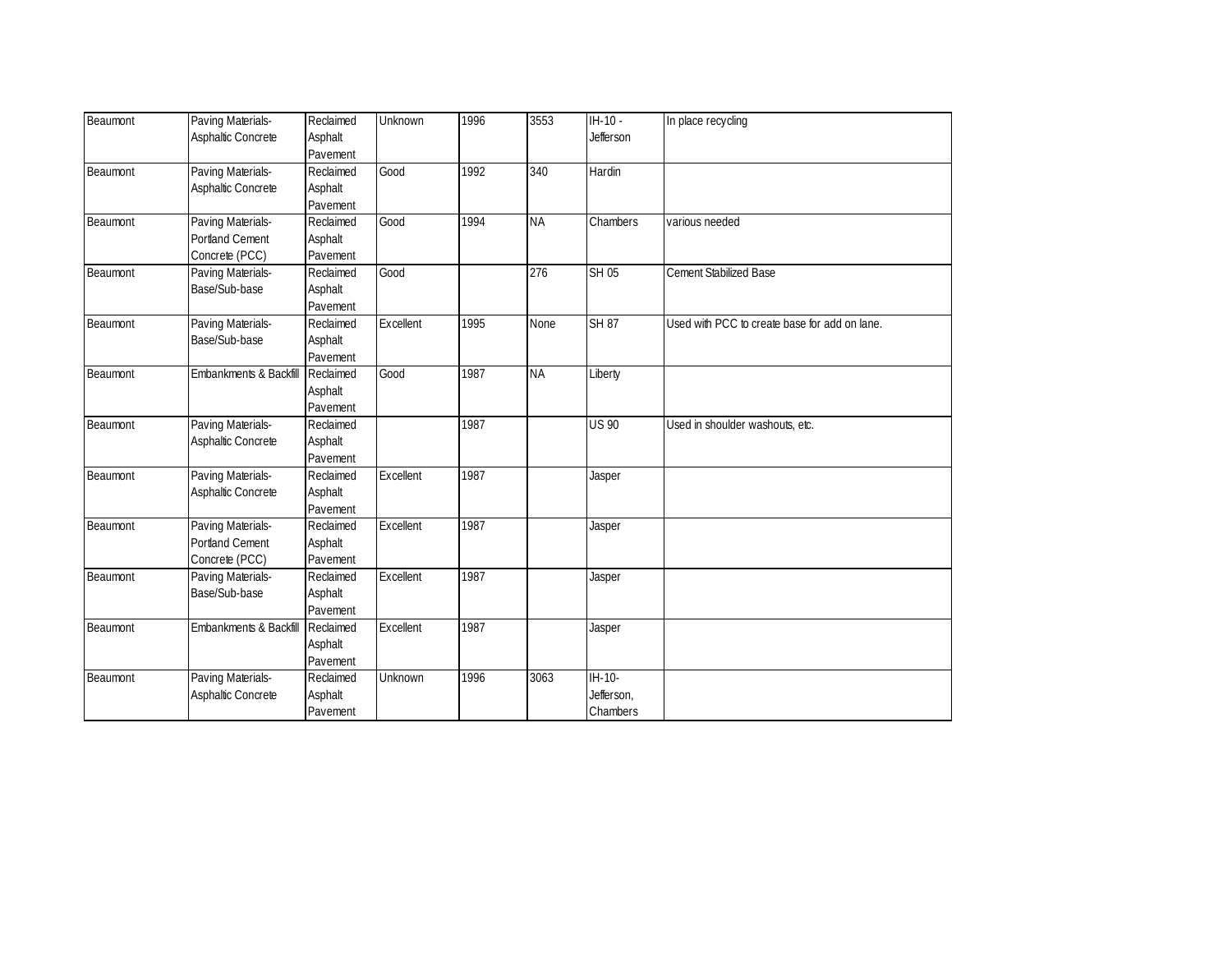| | | | | | | | |
|---|---|---|---|---|---|---|---|
| Beaumont | Paving Materials-Asphaltic Concrete | Reclaimed Asphalt Pavement | Unknown | 1996 | 3553 | IH-10 - Jefferson | In place recycling |
| Beaumont | Paving Materials-Asphaltic Concrete | Reclaimed Asphalt Pavement | Good | 1992 | 340 | Hardin | |
| Beaumont | Paving Materials-Portland Cement Concrete (PCC) | Reclaimed Asphalt Pavement | Good | 1994 | NA | Chambers | various needed |
| Beaumont | Paving Materials-Base/Sub-base | Reclaimed Asphalt Pavement | Good | | 276 | SH 05 | Cement Stabilized Base |
| Beaumont | Paving Materials-Base/Sub-base | Reclaimed Asphalt Pavement | Excellent | 1995 | None | SH 87 | Used with PCC to create base for add on lane. |
| Beaumont | Embankments & Backfill | Reclaimed Asphalt Pavement | Good | 1987 | NA | Liberty | |
| Beaumont | Paving Materials-Asphaltic Concrete | Reclaimed Asphalt Pavement | | 1987 | | US 90 | Used in shoulder washouts, etc. |
| Beaumont | Paving Materials-Asphaltic Concrete | Reclaimed Asphalt Pavement | Excellent | 1987 | | Jasper | |
| Beaumont | Paving Materials-Portland Cement Concrete (PCC) | Reclaimed Asphalt Pavement | Excellent | 1987 | | Jasper | |
| Beaumont | Paving Materials-Base/Sub-base | Reclaimed Asphalt Pavement | Excellent | 1987 | | Jasper | |
| Beaumont | Embankments & Backfill | Reclaimed Asphalt Pavement | Excellent | 1987 | | Jasper | |
| Beaumont | Paving Materials-Asphaltic Concrete | Reclaimed Asphalt Pavement | Unknown | 1996 | 3063 | IH-10-Jefferson, Chambers | |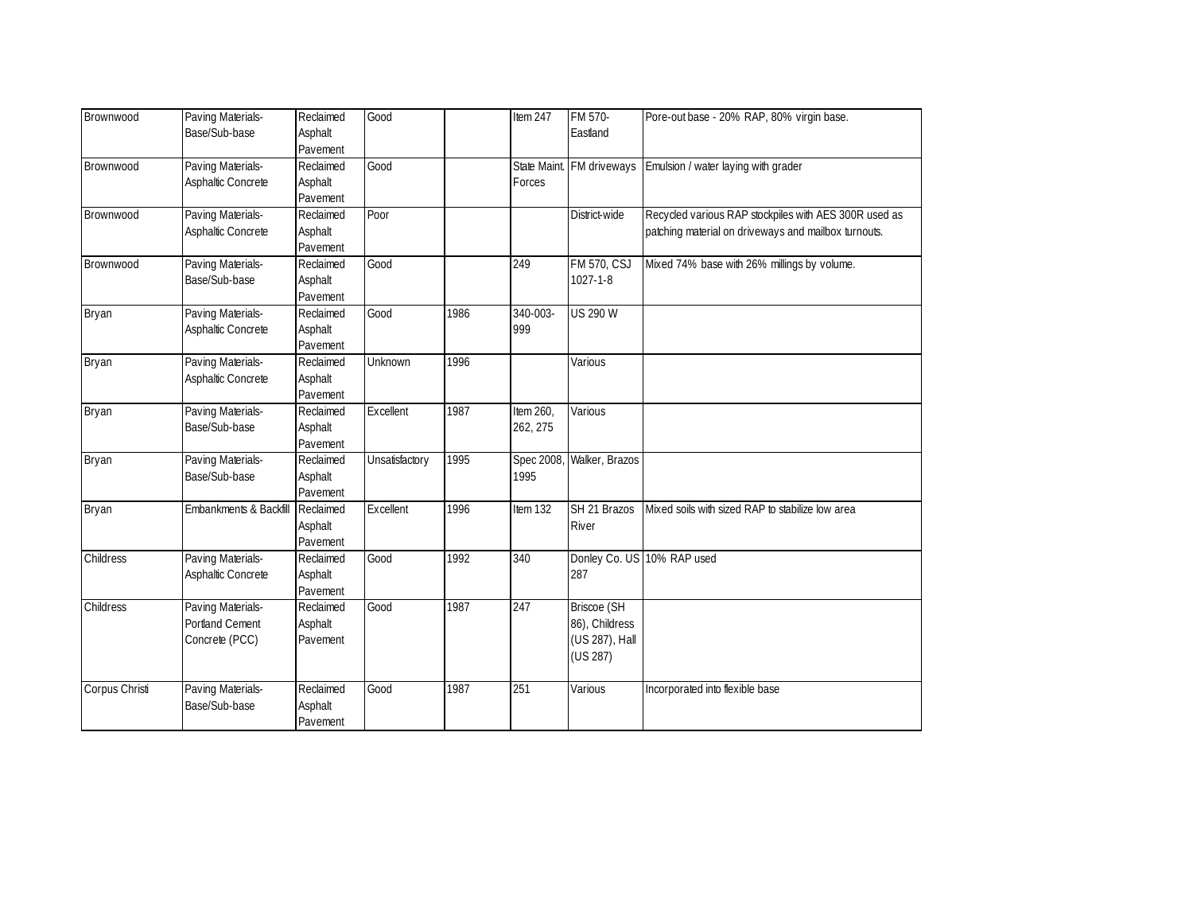| Brownwood | Paving Materials-Base/Sub-base | Reclaimed Asphalt Pavement | Good | | Item 247 | FM 570-Eastland | Pore-out base - 20% RAP, 80% virgin base. |
|---|---|---|---|---|---|---|---|
| Brownwood | Paving Materials-Asphaltic Concrete | Reclaimed Asphalt Pavement | Good | | State Maint. Forces | FM driveways | Emulsion / water laying with grader |
| Brownwood | Paving Materials-Asphaltic Concrete | Reclaimed Asphalt Pavement | Poor | | | District-wide | Recycled various RAP stockpiles with AES 300R used as patching material on driveways and mailbox turnouts. |
| Brownwood | Paving Materials-Base/Sub-base | Reclaimed Asphalt Pavement | Good | | 249 | FM 570, CSJ 1027-1-8 | Mixed 74% base with 26% millings by volume. |
| Bryan | Paving Materials-Asphaltic Concrete | Reclaimed Asphalt Pavement | Good | 1986 | 340-003-999 | US 290 W | |
| Bryan | Paving Materials-Asphaltic Concrete | Reclaimed Asphalt Pavement | Unknown | 1996 | | Various | |
| Bryan | Paving Materials-Base/Sub-base | Reclaimed Asphalt Pavement | Excellent | 1987 | Item 260, 262, 275 | Various | |
| Bryan | Paving Materials-Base/Sub-base | Reclaimed Asphalt Pavement | Unsatisfactory | 1995 | Spec 2008, 1995 | Walker, Brazos | |
| Bryan | Embankments & Backfill | Reclaimed Asphalt Pavement | Excellent | 1996 | Item 132 | SH 21 Brazos River | Mixed soils with sized RAP to stabilize low area |
| Childress | Paving Materials-Asphaltic Concrete | Reclaimed Asphalt Pavement | Good | 1992 | 340 | Donley Co. US 287 | 10% RAP used |
| Childress | Paving Materials-Portland Cement Concrete (PCC) | Reclaimed Asphalt Pavement | Good | 1987 | 247 | Briscoe (SH 86), Childress (US 287), Hall (US 287) | |
| Corpus Christi | Paving Materials-Base/Sub-base | Reclaimed Asphalt Pavement | Good | 1987 | 251 | Various | Incorporated into flexible base |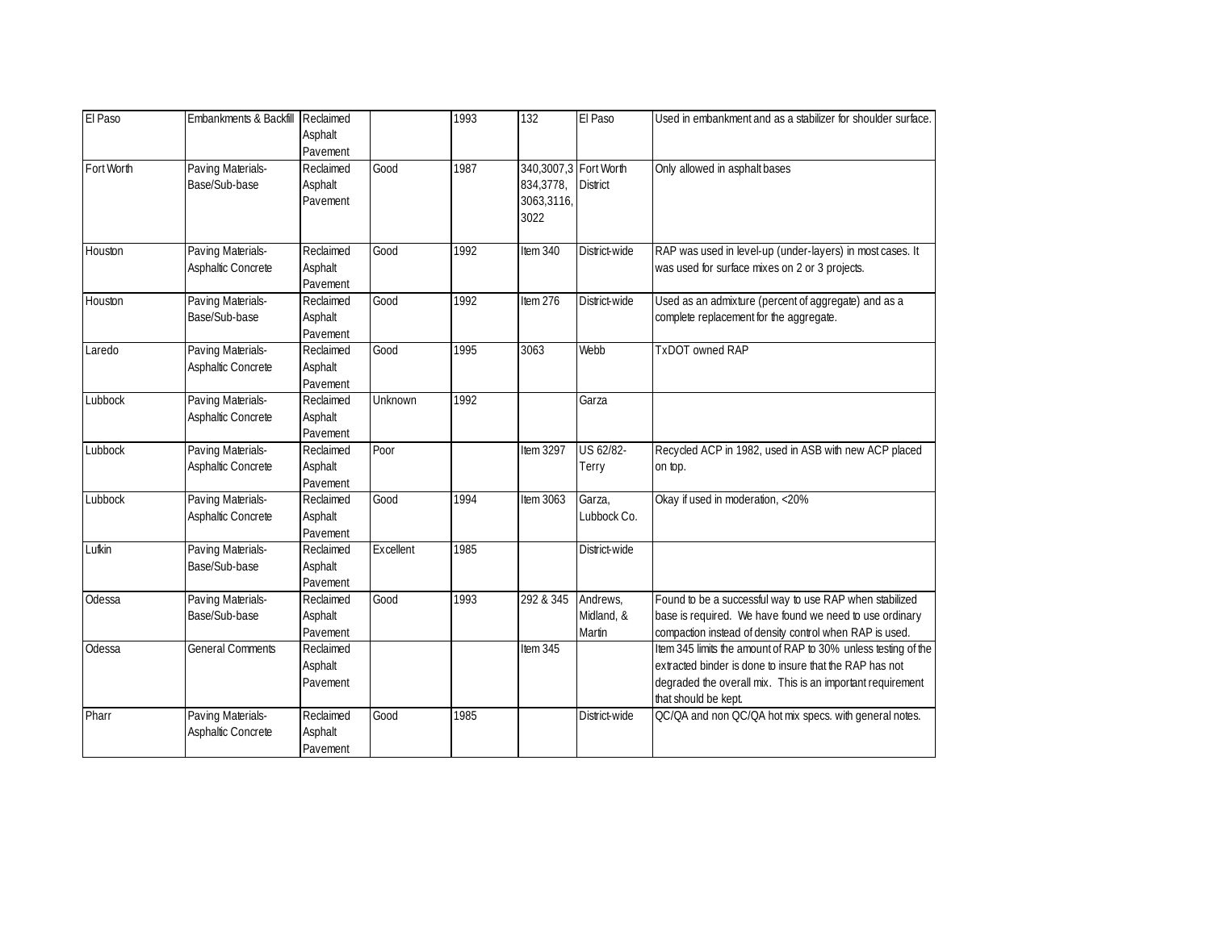| El Paso | Embankments & Backfill | Reclaimed Asphalt Pavement | | 1993 | 132 | El Paso | Used in embankment and as a stabilizer for shoulder surface. |
|---|---|---|---|---|---|---|---|
| Fort Worth | Paving Materials-Base/Sub-base | Reclaimed Asphalt Pavement | Good | 1987 | 340,3007,3834,3778, 3063,3116, 3022 | Fort Worth District | Only allowed in asphalt bases |
| Houston | Paving Materials-Asphaltic Concrete | Reclaimed Asphalt Pavement | Good | 1992 | Item 340 | District-wide | RAP was used in level-up (under-layers) in most cases. It was used for surface mixes on 2 or 3 projects. |
| Houston | Paving Materials-Base/Sub-base | Reclaimed Asphalt Pavement | Good | 1992 | Item 276 | District-wide | Used as an admixture (percent of aggregate) and as a complete replacement for the aggregate. |
| Laredo | Paving Materials-Asphaltic Concrete | Reclaimed Asphalt Pavement | Good | 1995 | 3063 | Webb | TxDOT owned RAP |
| Lubbock | Paving Materials-Asphaltic Concrete | Reclaimed Asphalt Pavement | Unknown | 1992 | | Garza | |
| Lubbock | Paving Materials-Asphaltic Concrete | Reclaimed Asphalt Pavement | Poor | | Item 3297 | US 62/82-Terry | Recycled ACP in 1982, used in ASB with new ACP placed on top. |
| Lubbock | Paving Materials-Asphaltic Concrete | Reclaimed Asphalt Pavement | Good | 1994 | Item 3063 | Garza, Lubbock Co. | Okay if used in moderation, <20% |
| Lufkin | Paving Materials-Base/Sub-base | Reclaimed Asphalt Pavement | Excellent | 1985 | | District-wide | |
| Odessa | Paving Materials-Base/Sub-base | Reclaimed Asphalt Pavement | Good | 1993 | 292 & 345 | Andrews, Midland, & Martin | Found to be a successful way to use RAP when stabilized base is required. We have found we need to use ordinary compaction instead of density control when RAP is used. |
| Odessa | General Comments | Reclaimed Asphalt Pavement | | | Item 345 | | Item 345 limits the amount of RAP to 30% unless testing of the extracted binder is done to insure that the RAP has not degraded the overall mix. This is an important requirement that should be kept. |
| Pharr | Paving Materials-Asphaltic Concrete | Reclaimed Asphalt Pavement | Good | 1985 | | District-wide | QC/QA and non QC/QA hot mix specs. with general notes. |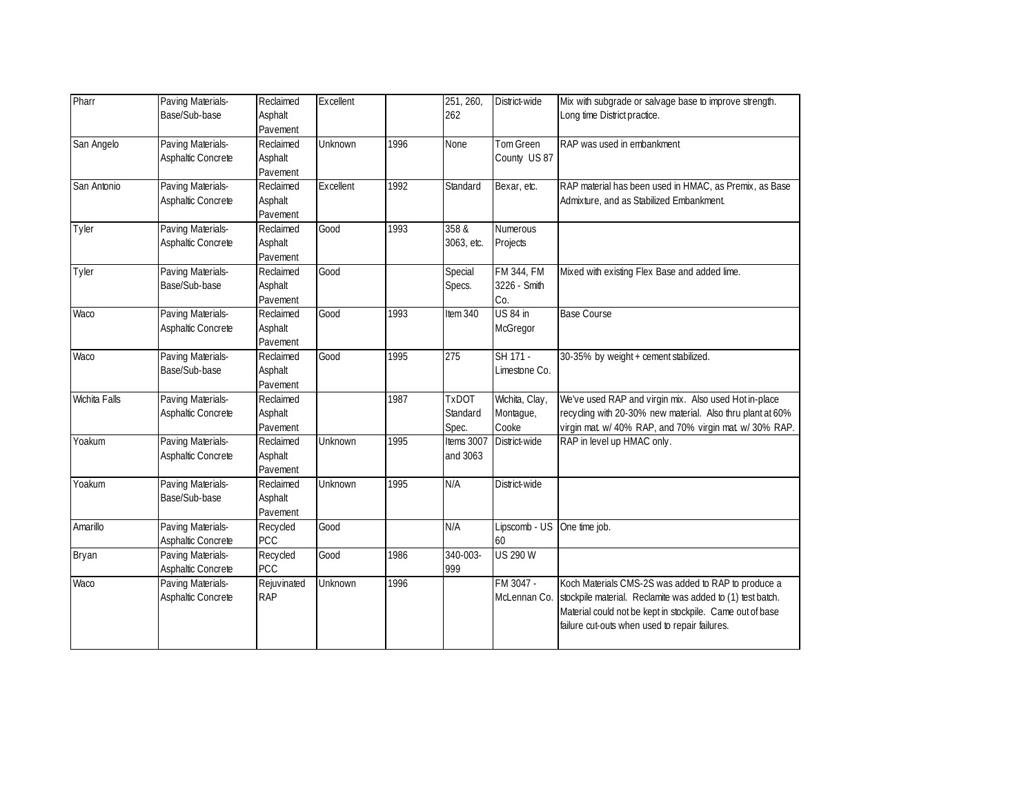| | | | | | | | |
|---|---|---|---|---|---|---|---|
| Pharr | Paving Materials-Base/Sub-base | Reclaimed Asphalt Pavement | Excellent | | 251, 260, 262 | District-wide | Mix with subgrade or salvage base to improve strength. Long time District practice. |
| San Angelo | Paving Materials-Asphaltic Concrete | Reclaimed Asphalt Pavement | Unknown | 1996 | None | Tom Green County US 87 | RAP was used in embankment |
| San Antonio | Paving Materials-Asphaltic Concrete | Reclaimed Asphalt Pavement | Excellent | 1992 | Standard | Bexar, etc. | RAP material has been used in HMAC, as Premix, as Base Admixture, and as Stabilized Embankment. |
| Tyler | Paving Materials-Asphaltic Concrete | Reclaimed Asphalt Pavement | Good | 1993 | 358 & 3063, etc. | Numerous Projects | |
| Tyler | Paving Materials-Base/Sub-base | Reclaimed Asphalt Pavement | Good | | Special Specs. | FM 344, FM 3226 - Smith Co. | Mixed with existing Flex Base and added lime. |
| Waco | Paving Materials-Asphaltic Concrete | Reclaimed Asphalt Pavement | Good | 1993 | Item 340 | US 84 in McGregor | Base Course |
| Waco | Paving Materials-Base/Sub-base | Reclaimed Asphalt Pavement | Good | 1995 | 275 | SH 171 - Limestone Co. | 30-35% by weight + cement stabilized. |
| Wichita Falls | Paving Materials-Asphaltic Concrete | Reclaimed Asphalt Pavement | | 1987 | TxDOT Standard Spec. | Wichita, Clay, Montague, Cooke | We've used RAP and virgin mix. Also used Hot in-place recycling with 20-30% new material. Also thru plant at 60% virgin mat. w/ 40% RAP, and 70% virgin mat. w/ 30% RAP. |
| Yoakum | Paving Materials-Asphaltic Concrete | Reclaimed Asphalt Pavement | Unknown | 1995 | Items 3007 and 3063 | District-wide | RAP in level up HMAC only. |
| Yoakum | Paving Materials-Base/Sub-base | Reclaimed Asphalt Pavement | Unknown | 1995 | N/A | District-wide | |
| Amarillo | Paving Materials-Asphaltic Concrete | Recycled PCC | Good | | N/A | Lipscomb - US 60 | One time job. |
| Bryan | Paving Materials-Asphaltic Concrete | Recycled PCC | Good | 1986 | 340-003-999 | US 290 W | |
| Waco | Paving Materials-Asphaltic Concrete | Rejuvinated RAP | Unknown | 1996 | | FM 3047 - McLennan Co. | Koch Materials CMS-2S was added to RAP to produce a stockpile material. Reclamite was added to (1) test batch. Material could not be kept in stockpile. Came out of base failure cut-outs when used to repair failures. |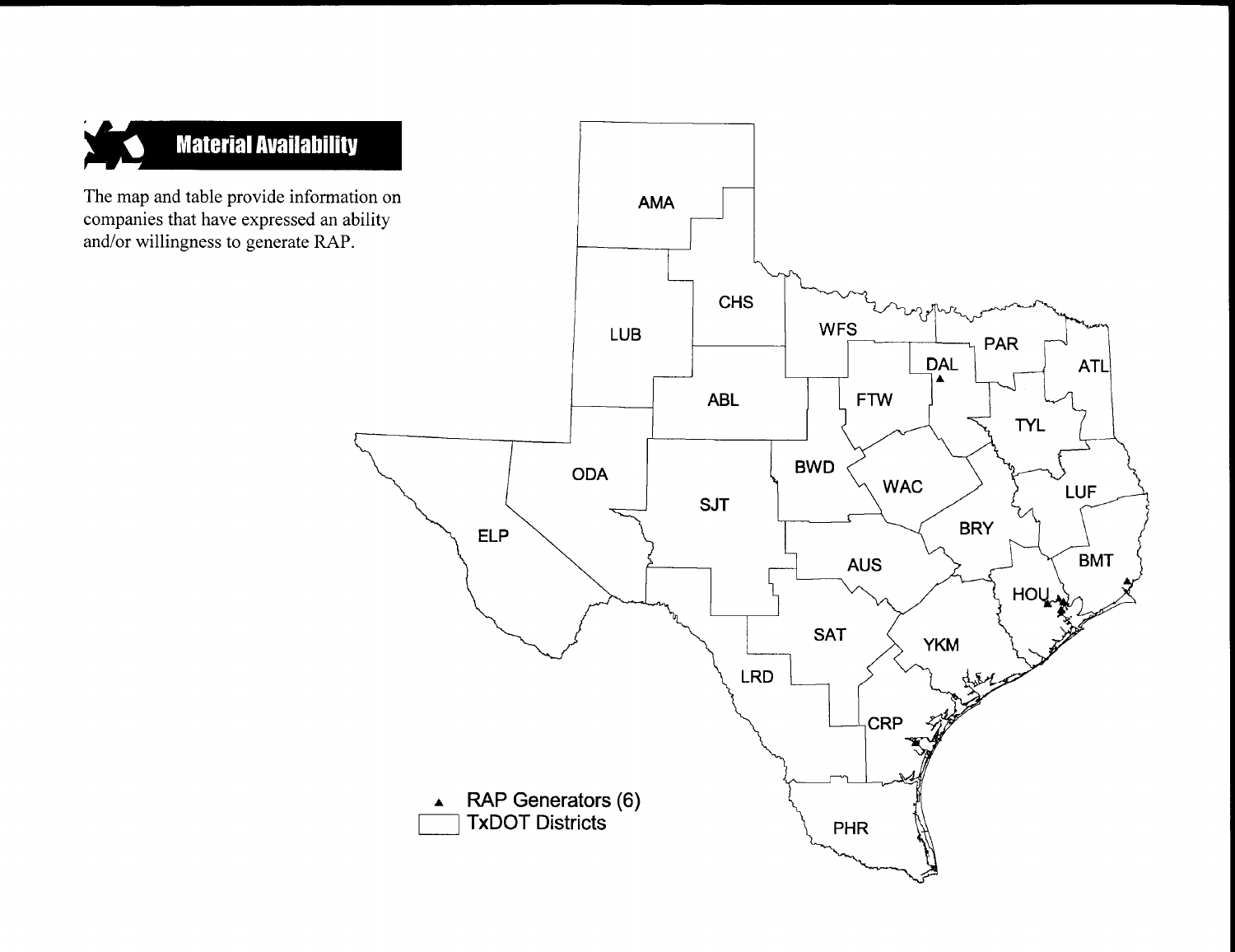## Material Availability

The map and table provide information on companies that have expressed an ability and/or willingness to generate RAP.

AMA

CHS

LUB

WFS

PAR

DAL

ATL

FTW

ABL

TYL

ODA

BWD

WAC

SJT

LUF

ELP

BRY

AUS

BMT

HOU

SAT

YKM

LRD

CRP

PHR

▲ RAP Generators (6)

TxDOT Districts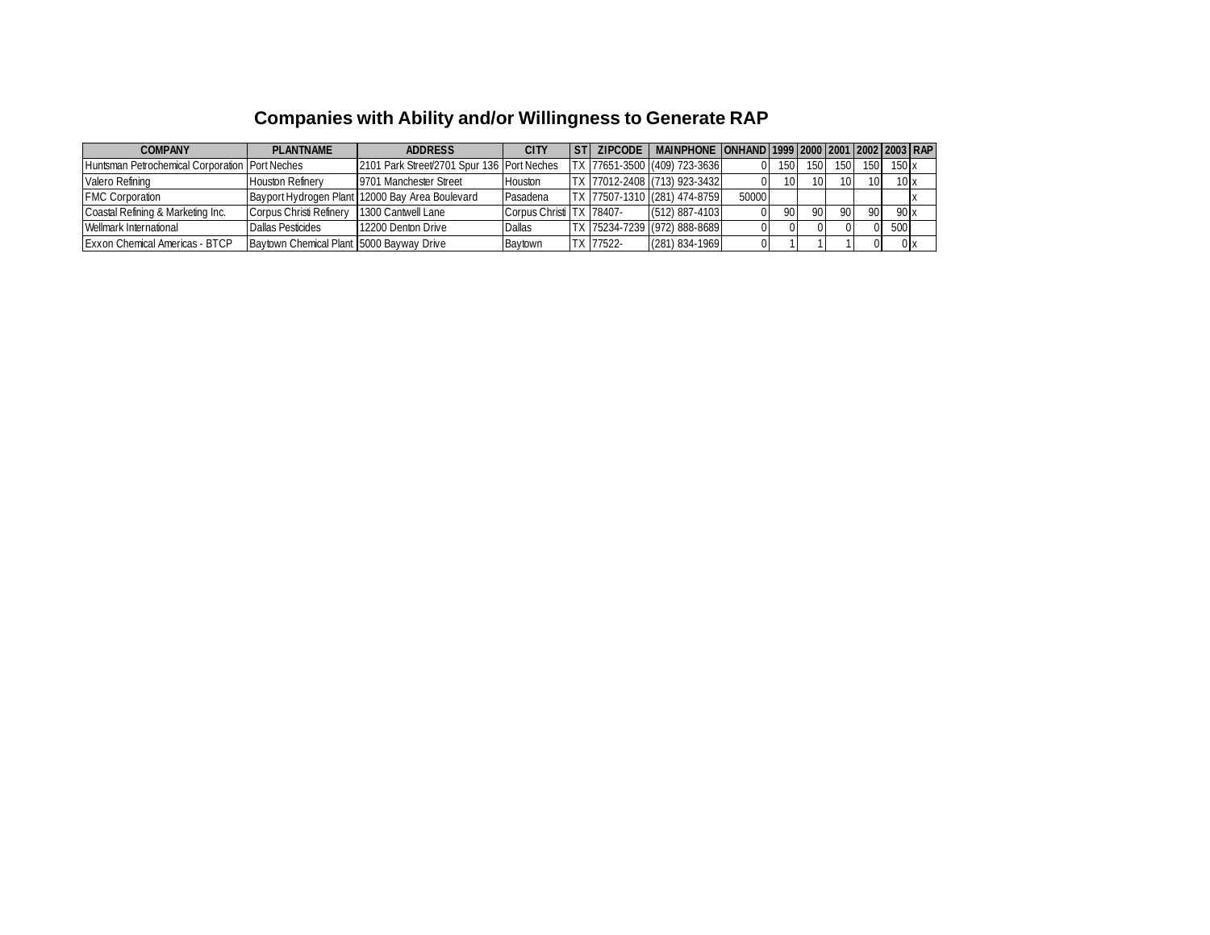# Companies with Ability and/or Willingness to Generate RAP

| COMPANY | PLANTNAME | ADDRESS | CITY | ST | ZIPCODE | MAINPHONE | ONHAND | 1999 | 2000 | 2001 | 2002 | 2003 | RAP |
|---|---|---|---|---|---|---|---|---|---|---|---|---|---|
| Huntsman Petrochemical Corporation | Port Neches | 2101 Park Street/2701 Spur 136 | Port Neches | TX | 77651-3500 | (409) 723-3636 | 0 | 150 | 150 | 150 | 150 | 150 | x |
| Valero Refining | Houston Refinery | 9701 Manchester Street | Houston | TX | 77012-2408 | (713) 923-3432 | 0 | 10 | 10 | 10 | 10 | 10 | x |
| FMC Corporation | Bayport Hydrogen Plant | 12000 Bay Area Boulevard | Pasadena | TX | 77507-1310 | (281) 474-8759 | 50000 | | | | | | x |
| Coastal Refining & Marketing Inc. | Corpus Christi Refinery | 1300 Cantwell Lane | Corpus Christi | TX | 78407- | (512) 887-4103 | 0 | 90 | 90 | 90 | 90 | 90 | x |
| Wellmark International | Dallas Pesticides | 12200 Denton Drive | Dallas | TX | 75234-7239 | (972) 888-8689 | 0 | 0 | 0 | 0 | 0 | 500 | |
| Exxon Chemical Americas - BTCP | Baytown Chemical Plant | 5000 Bayway Drive | Baytown | TX | 77522- | (281) 834-1969 | 0 | 1 | 1 | 1 | 0 | 0 | x |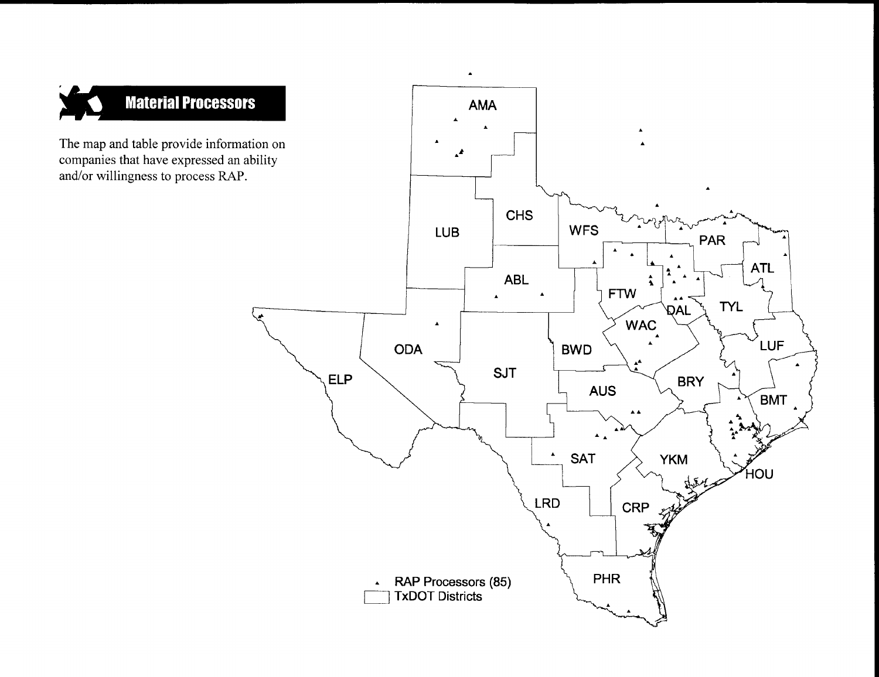## Material Processors

The map and table provide information on companies that have expressed an ability and/or willingness to process RAP.

AMA

LUB

CHS

WFS

PAR

ATL

ABL

FTW

DAL

TYL

ELP

ODA

SJT

BWD

WAC

LUF

BRY

AUS

BMT

SAT

YKM

HOU

LRD

CRP

PHR

▲ RAP Processors (85)

☐ TxDOT Districts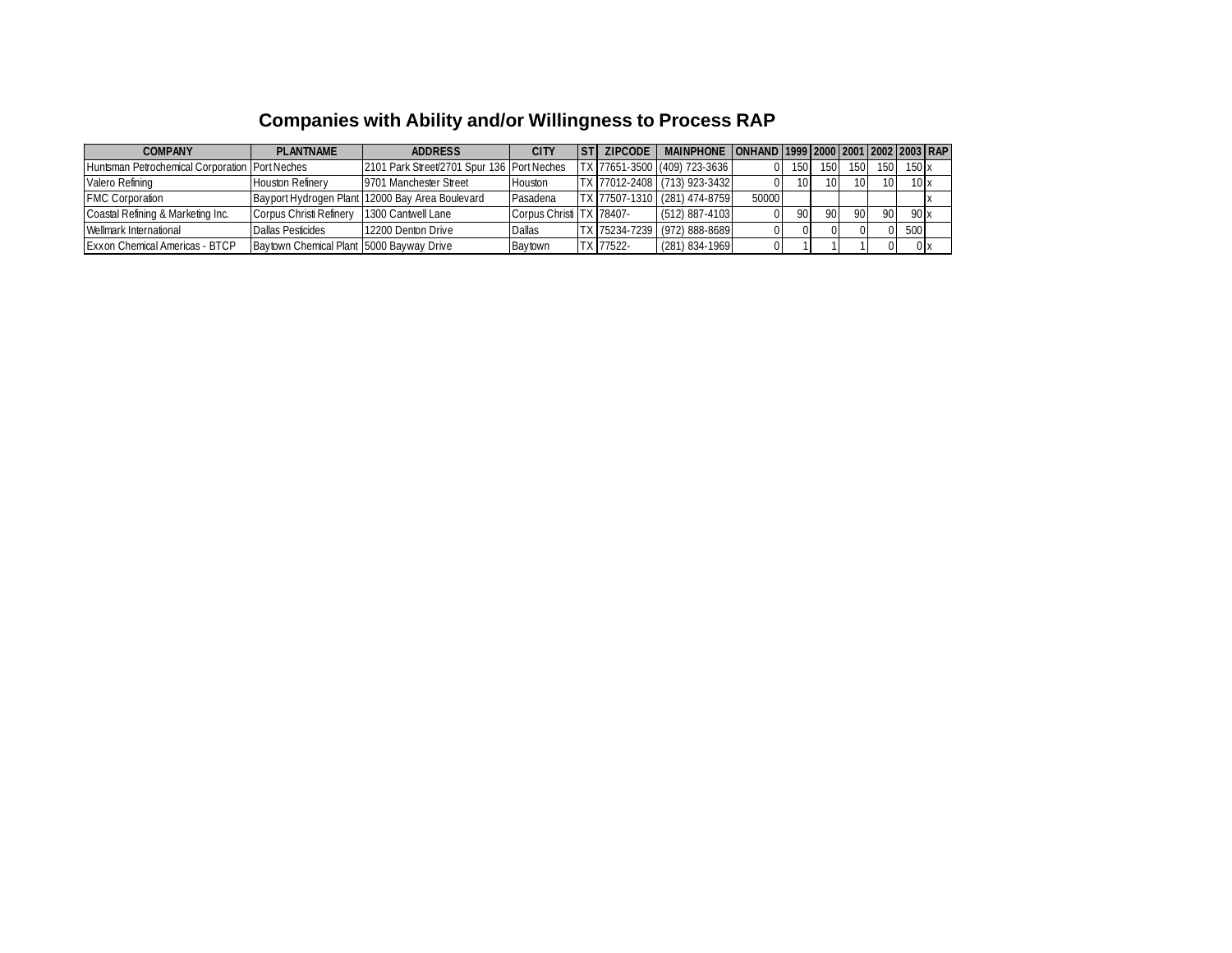## Companies with Ability and/or Willingness to Process RAP

| COMPANY | PLANTNAME | ADDRESS | CITY | ST | ZIPCODE | MAINPHONE | ONHAND | 1999 | 2000 | 2001 | 2002 | 2003 | RAP |
|---|---|---|---|---|---|---|---|---|---|---|---|---|---|
| Huntsman Petrochemical Corporation | Port Neches | 2101 Park Street/2701 Spur 136 | Port Neches | TX | 77651-3500 | (409) 723-3636 | 0 | 150 | 150 | 150 | 150 | 150 | x |
| Valero Refining | Houston Refinery | 9701 Manchester Street | Houston | TX | 77012-2408 | (713) 923-3432 | 0 | 10 | 10 | 10 | 10 | 10 | x |
| FMC Corporation | Bayport Hydrogen Plant | 12000 Bay Area Boulevard | Pasadena | TX | 77507-1310 | (281) 474-8759 | 50000 | | | | | | x |
| Coastal Refining & Marketing Inc. | Corpus Christi Refinery | 1300 Cantwell Lane | Corpus Christi | TX | 78407- | (512) 887-4103 | 0 | 90 | 90 | 90 | 90 | 90 | x |
| Wellmark International | Dallas Pesticides | 12200 Denton Drive | Dallas | TX | 75234-7239 | (972) 888-8689 | 0 | 0 | 0 | 0 | 0 | 500 | |
| Exxon Chemical Americas - BTCP | Baytown Chemical Plant | 5000 Bayway Drive | Baytown | TX | 77522- | (281) 834-1969 | 0 | 1 | 1 | 1 | 0 | 0 | x |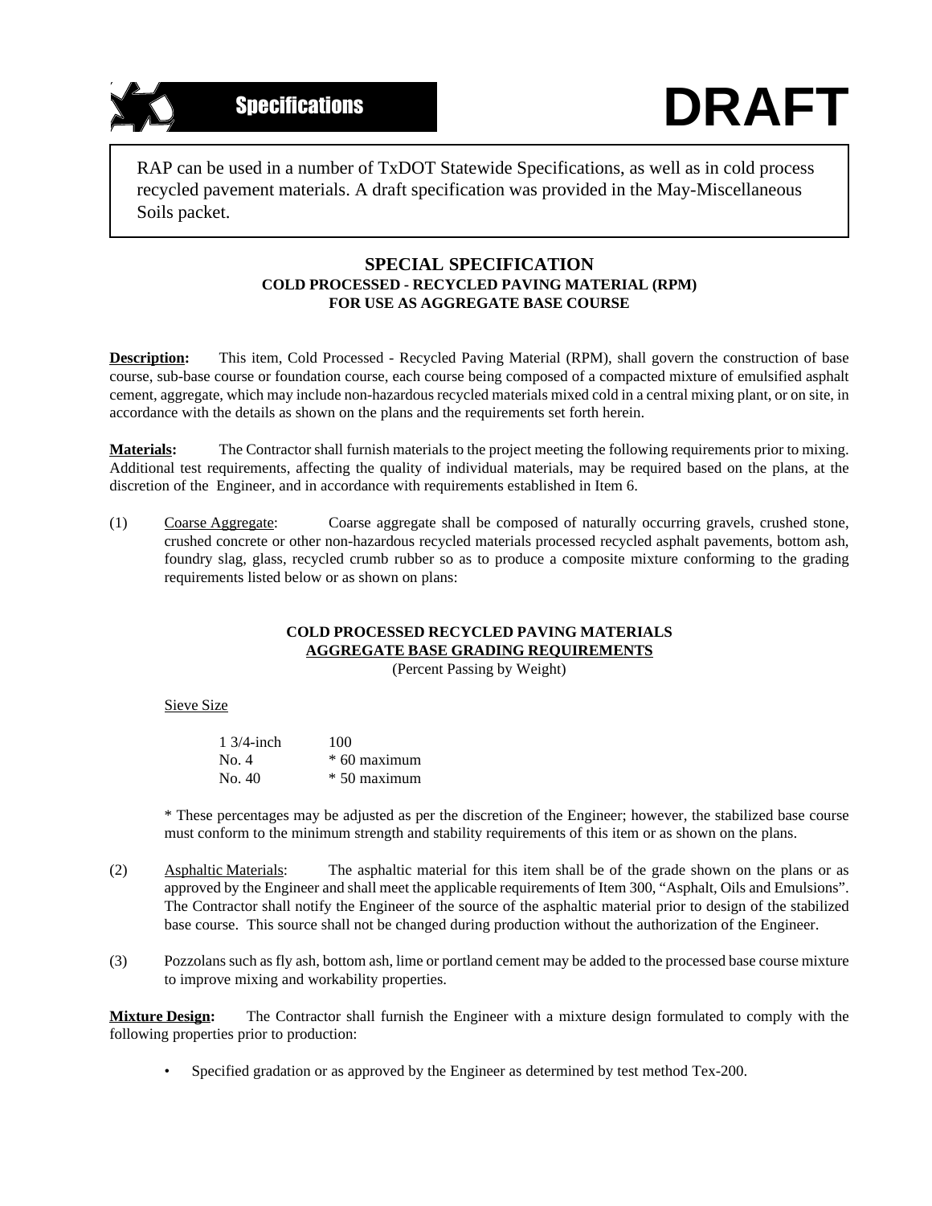Specifications

# DRAFT

RAP can be used in a number of TxDOT Statewide Specifications, as well as in cold process recycled pavement materials. A draft specification was provided in the May-Miscellaneous Soils packet.

## SPECIAL SPECIFICATION

### COLD PROCESSED - RECYCLED PAVING MATERIAL (RPM) FOR USE AS AGGREGATE BASE COURSE

**Description:** This item, Cold Processed - Recycled Paving Material (RPM), shall govern the construction of base course, sub-base course or foundation course, each course being composed of a compacted mixture of emulsified asphalt cement, aggregate, which may include non-hazardous recycled materials mixed cold in a central mixing plant, or on site, in accordance with the details as shown on the plans and the requirements set forth herein.

**Materials:** The Contractor shall furnish materials to the project meeting the following requirements prior to mixing. Additional test requirements, affecting the quality of individual materials, may be required based on the plans, at the discretion of the Engineer, and in accordance with requirements established in Item 6.

(1) Coarse Aggregate: Coarse aggregate shall be composed of naturally occurring gravels, crushed stone, crushed concrete or other non-hazardous recycled materials processed recycled asphalt pavements, bottom ash, foundry slag, glass, recycled crumb rubber so as to produce a composite mixture conforming to the grading requirements listed below or as shown on plans:

**COLD PROCESSED RECYCLED PAVING MATERIALS**
**AGGREGATE BASE GRADING REQUIREMENTS**
(Percent Passing by Weight)

| Sieve Size | |
|---|---|
| 1 3/4-inch | 100 |
| No. 4 | * 60 maximum |
| No. 40 | * 50 maximum |

* These percentages may be adjusted as per the discretion of the Engineer; however, the stabilized base course must conform to the minimum strength and stability requirements of this item or as shown on the plans.

(2) Asphaltic Materials: The asphaltic material for this item shall be of the grade shown on the plans or as approved by the Engineer and shall meet the applicable requirements of Item 300, "Asphalt, Oils and Emulsions". The Contractor shall notify the Engineer of the source of the asphaltic material prior to design of the stabilized base course. This source shall not be changed during production without the authorization of the Engineer.

(3) Pozzolans such as fly ash, bottom ash, lime or portland cement may be added to the processed base course mixture to improve mixing and workability properties.

**Mixture Design:** The Contractor shall furnish the Engineer with a mixture design formulated to comply with the following properties prior to production:

- Specified gradation or as approved by the Engineer as determined by test method Tex-200.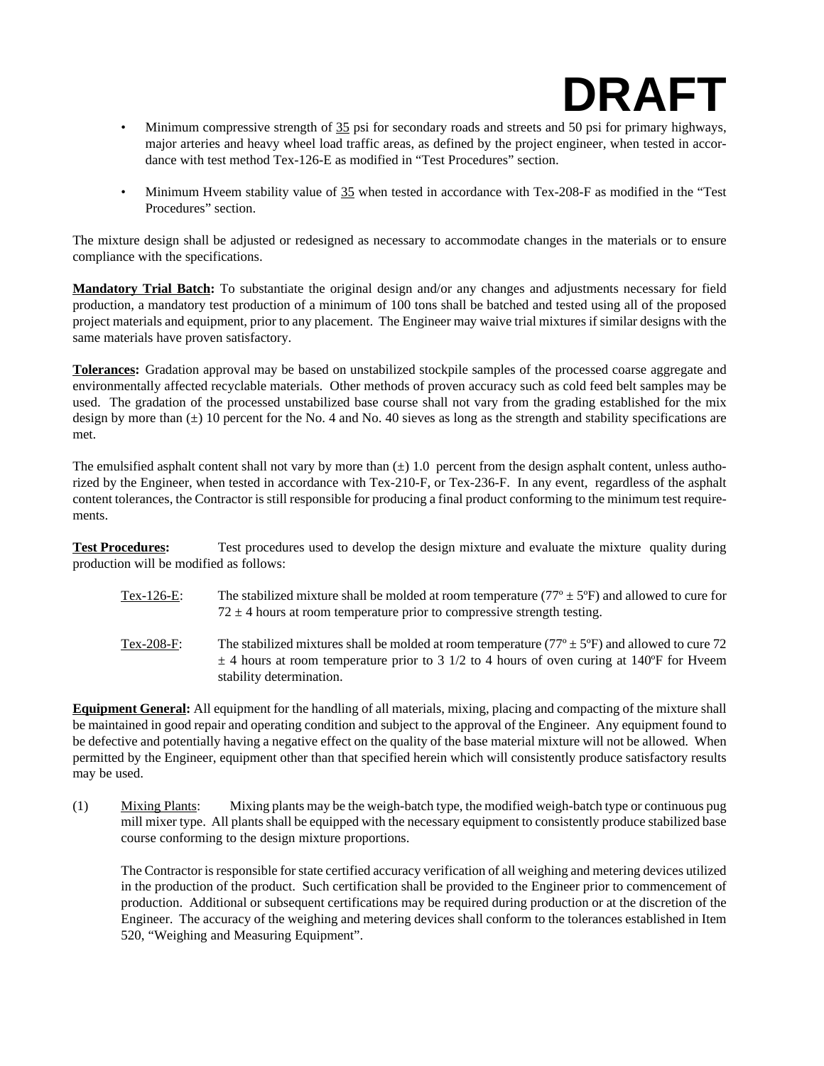- Minimum compressive strength of 35 psi for secondary roads and streets and 50 psi for primary highways, major arteries and heavy wheel load traffic areas, as defined by the project engineer, when tested in accordance with test method Tex-126-E as modified in "Test Procedures" section.

- Minimum Hveem stability value of 35 when tested in accordance with Tex-208-F as modified in the "Test Procedures" section.

The mixture design shall be adjusted or redesigned as necessary to accommodate changes in the materials or to ensure compliance with the specifications.

**Mandatory Trial Batch:** To substantiate the original design and/or any changes and adjustments necessary for field production, a mandatory test production of a minimum of 100 tons shall be batched and tested using all of the proposed project materials and equipment, prior to any placement. The Engineer may waive trial mixtures if similar designs with the same materials have proven satisfactory.

**Tolerances:** Gradation approval may be based on unstabilized stockpile samples of the processed coarse aggregate and environmentally affected recyclable materials. Other methods of proven accuracy such as cold feed belt samples may be used. The gradation of the processed unstabilized base course shall not vary from the grading established for the mix design by more than (±) 10 percent for the No. 4 and No. 40 sieves as long as the strength and stability specifications are met.

The emulsified asphalt content shall not vary by more than (±) 1.0 percent from the design asphalt content, unless authorized by the Engineer, when tested in accordance with Tex-210-F, or Tex-236-F. In any event, regardless of the asphalt content tolerances, the Contractor is still responsible for producing a final product conforming to the minimum test requirements.

**Test Procedures:** Test procedures used to develop the design mixture and evaluate the mixture quality during production will be modified as follows:

Tex-126-E: The stabilized mixture shall be molded at room temperature (77º ± 5ºF) and allowed to cure for 72 ± 4 hours at room temperature prior to compressive strength testing.

Tex-208-F: The stabilized mixtures shall be molded at room temperature (77º ± 5ºF) and allowed to cure 72 ± 4 hours at room temperature prior to 3 1/2 to 4 hours of oven curing at 140ºF for Hveem stability determination.

**Equipment General:** All equipment for the handling of all materials, mixing, placing and compacting of the mixture shall be maintained in good repair and operating condition and subject to the approval of the Engineer. Any equipment found to be defective and potentially having a negative effect on the quality of the base material mixture will not be allowed. When permitted by the Engineer, equipment other than that specified herein which will consistently produce satisfactory results may be used.

(1) Mixing Plants: Mixing plants may be the weigh-batch type, the modified weigh-batch type or continuous pug mill mixer type. All plants shall be equipped with the necessary equipment to consistently produce stabilized base course conforming to the design mixture proportions.

The Contractor is responsible for state certified accuracy verification of all weighing and metering devices utilized in the production of the product. Such certification shall be provided to the Engineer prior to commencement of production. Additional or subsequent certifications may be required during production or at the discretion of the Engineer. The accuracy of the weighing and metering devices shall conform to the tolerances established in Item 520, "Weighing and Measuring Equipment".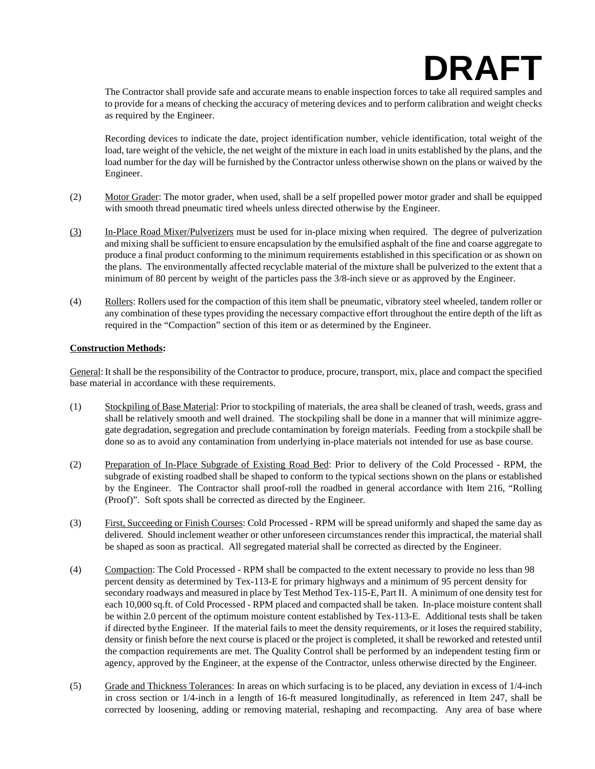DRAFT

The Contractor shall provide safe and accurate means to enable inspection forces to take all required samples and to provide for a means of checking the accuracy of metering devices and to perform calibration and weight checks as required by the Engineer.

Recording devices to indicate the date, project identification number, vehicle identification, total weight of the load, tare weight of the vehicle, the net weight of the mixture in each load in units established by the plans, and the load number for the day will be furnished by the Contractor unless otherwise shown on the plans or waived by the Engineer.

(2) Motor Grader: The motor grader, when used, shall be a self propelled power motor grader and shall be equipped with smooth thread pneumatic tired wheels unless directed otherwise by the Engineer.

(3) In-Place Road Mixer/Pulverizers must be used for in-place mixing when required. The degree of pulverization and mixing shall be sufficient to ensure encapsulation by the emulsified asphalt of the fine and coarse aggregate to produce a final product conforming to the minimum requirements established in this specification or as shown on the plans. The environmentally affected recyclable material of the mixture shall be pulverized to the extent that a minimum of 80 percent by weight of the particles pass the 3/8-inch sieve or as approved by the Engineer.

(4) Rollers: Rollers used for the compaction of this item shall be pneumatic, vibratory steel wheeled, tandem roller or any combination of these types providing the necessary compactive effort throughout the entire depth of the lift as required in the "Compaction" section of this item or as determined by the Engineer.

**Construction Methods:**

General: It shall be the responsibility of the Contractor to produce, procure, transport, mix, place and compact the specified base material in accordance with these requirements.

(1) Stockpiling of Base Material: Prior to stockpiling of materials, the area shall be cleaned of trash, weeds, grass and shall be relatively smooth and well drained. The stockpiling shall be done in a manner that will minimize aggregate degradation, segregation and preclude contamination by foreign materials. Feeding from a stockpile shall be done so as to avoid any contamination from underlying in-place materials not intended for use as base course.

(2) Preparation of In-Place Subgrade of Existing Road Bed: Prior to delivery of the Cold Processed - RPM, the subgrade of existing roadbed shall be shaped to conform to the typical sections shown on the plans or established by the Engineer. The Contractor shall proof-roll the roadbed in general accordance with Item 216, "Rolling (Proof)". Soft spots shall be corrected as directed by the Engineer.

(3) First, Succeeding or Finish Courses: Cold Processed - RPM will be spread uniformly and shaped the same day as delivered. Should inclement weather or other unforeseen circumstances render this impractical, the material shall be shaped as soon as practical. All segregated material shall be corrected as directed by the Engineer.

(4) Compaction: The Cold Processed - RPM shall be compacted to the extent necessary to provide no less than 98 percent density as determined by Tex-113-E for primary highways and a minimum of 95 percent density for secondary roadways and measured in place by Test Method Tex-115-E, Part II. A minimum of one density test for each 10,000 sq.ft. of Cold Processed - RPM placed and compacted shall be taken. In-place moisture content shall be within 2.0 percent of the optimum moisture content established by Tex-113-E. Additional tests shall be taken if directed bythe Engineer. If the material fails to meet the density requirements, or it loses the required stability, density or finish before the next course is placed or the project is completed, it shall be reworked and retested until the compaction requirements are met. The Quality Control shall be performed by an independent testing firm or agency, approved by the Engineer, at the expense of the Contractor, unless otherwise directed by the Engineer.

(5) Grade and Thickness Tolerances: In areas on which surfacing is to be placed, any deviation in excess of 1/4-inch in cross section or 1/4-inch in a length of 16-ft measured longitudinally, as referenced in Item 247, shall be corrected by loosening, adding or removing material, reshaping and recompacting. Any area of base where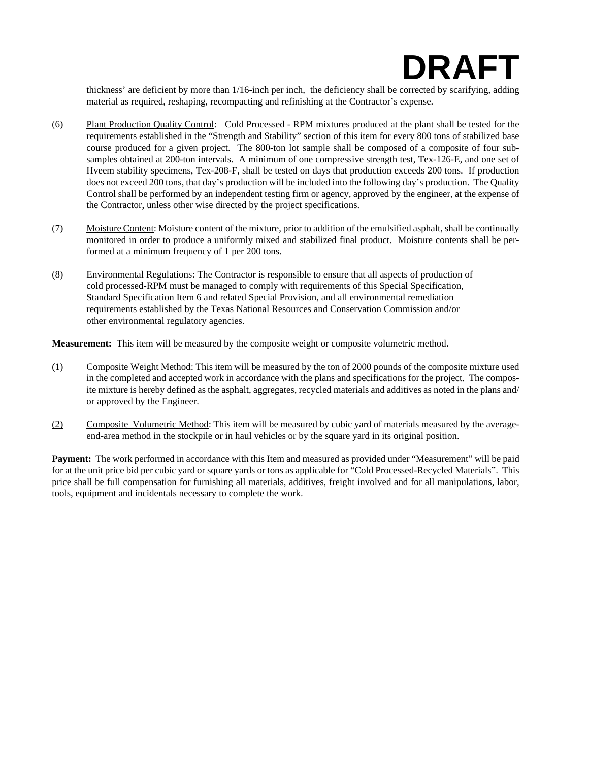# DRAFT

thickness' are deficient by more than 1/16-inch per inch, the deficiency shall be corrected by scarifying, adding material as required, reshaping, recompacting and refinishing at the Contractor's expense.

(6) Plant Production Quality Control: Cold Processed - RPM mixtures produced at the plant shall be tested for the requirements established in the "Strength and Stability" section of this item for every 800 tons of stabilized base course produced for a given project. The 800-ton lot sample shall be composed of a composite of four sub-samples obtained at 200-ton intervals. A minimum of one compressive strength test, Tex-126-E, and one set of Hveem stability specimens, Tex-208-F, shall be tested on days that production exceeds 200 tons. If production does not exceed 200 tons, that day's production will be included into the following day's production. The Quality Control shall be performed by an independent testing firm or agency, approved by the engineer, at the expense of the Contractor, unless other wise directed by the project specifications.

(7) Moisture Content: Moisture content of the mixture, prior to addition of the emulsified asphalt, shall be continually monitored in order to produce a uniformly mixed and stabilized final product. Moisture contents shall be performed at a minimum frequency of 1 per 200 tons.

(8) Environmental Regulations: The Contractor is responsible to ensure that all aspects of production of cold processed-RPM must be managed to comply with requirements of this Special Specification, Standard Specification Item 6 and related Special Provision, and all environmental remediation requirements established by the Texas National Resources and Conservation Commission and/or other environmental regulatory agencies.

**Measurement:** This item will be measured by the composite weight or composite volumetric method.

(1) Composite Weight Method: This item will be measured by the ton of 2000 pounds of the composite mixture used in the completed and accepted work in accordance with the plans and specifications for the project. The composite mixture is hereby defined as the asphalt, aggregates, recycled materials and additives as noted in the plans and/or approved by the Engineer.

(2) Composite Volumetric Method: This item will be measured by cubic yard of materials measured by the average-end-area method in the stockpile or in haul vehicles or by the square yard in its original position.

**Payment:** The work performed in accordance with this Item and measured as provided under "Measurement" will be paid for at the unit price bid per cubic yard or square yards or tons as applicable for "Cold Processed-Recycled Materials". This price shall be full compensation for furnishing all materials, additives, freight involved and for all manipulations, labor, tools, equipment and incidentals necessary to complete the work.